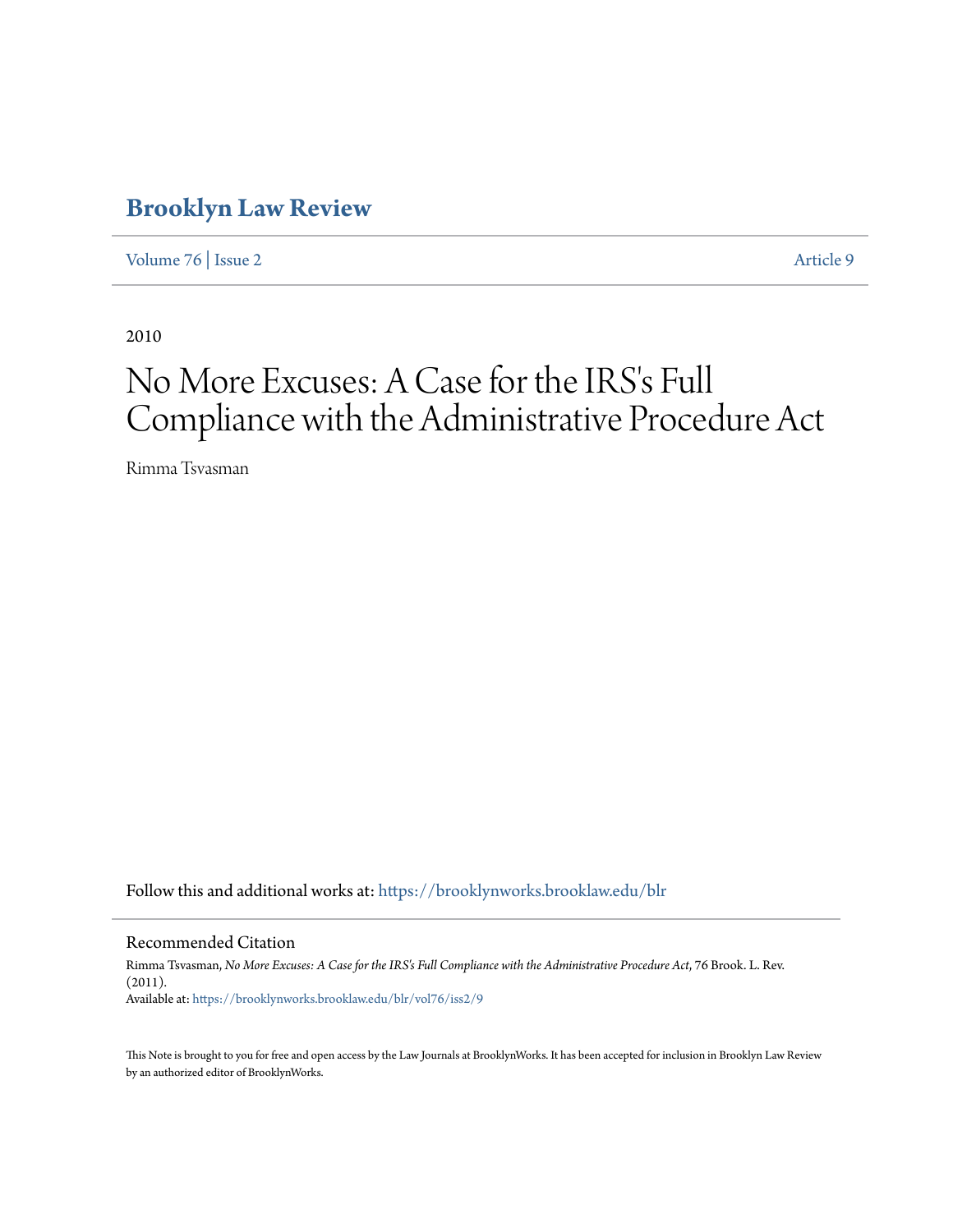# Brooklyn Law Review

Volume 76 | Issue 2 Article 9

2010

# No More Excuses: A Case for the IRS's Full Compliance with the Administrative Procedure Act

Rimma Tsvasman

Follow this and additional works at: https://brooklynworks.brooklaw.edu/blr

## Recommended Citation

Rimma Tsvasman, *No More Excuses: A Case for the IRS's Full Compliance with the Administrative Procedure Act*, 76 Brook. L. Rev. (2011).
Available at: https://brooklynworks.brooklaw.edu/blr/vol76/iss2/9

This Note is brought to you for free and open access by the Law Journals at BrooklynWorks. It has been accepted for inclusion in Brooklyn Law Review by an authorized editor of BrooklynWorks.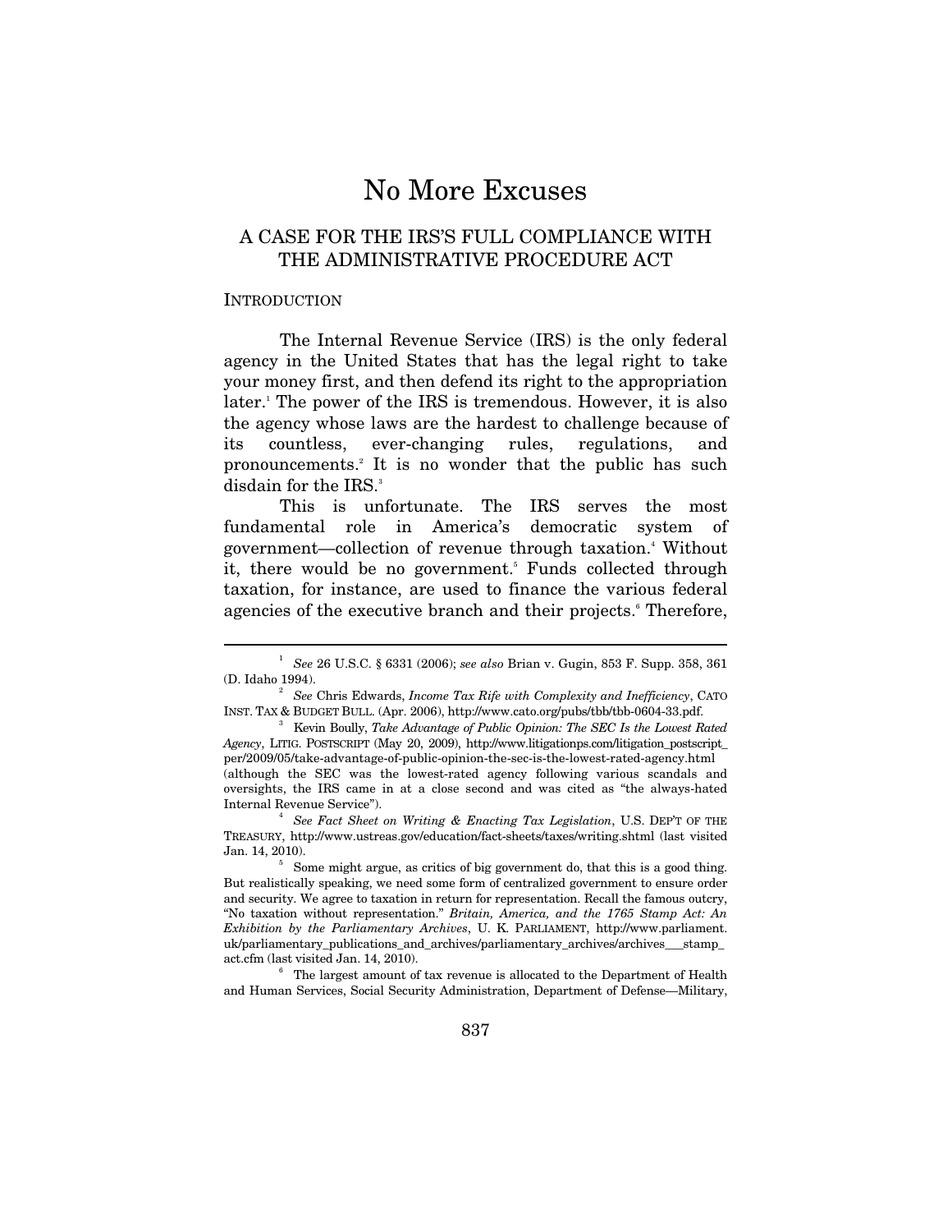# No More Excuses

## A CASE FOR THE IRS'S FULL COMPLIANCE WITH THE ADMINISTRATIVE PROCEDURE ACT

### INTRODUCTION

The Internal Revenue Service (IRS) is the only federal agency in the United States that has the legal right to take your money first, and then defend its right to the appropriation later.[1] The power of the IRS is tremendous. However, it is also the agency whose laws are the hardest to challenge because of its countless, ever-changing rules, regulations, and pronouncements.[2] It is no wonder that the public has such disdain for the IRS.[3]

This is unfortunate. The IRS serves the most fundamental role in America's democratic system of government—collection of revenue through taxation.[4] Without it, there would be no government.[5] Funds collected through taxation, for instance, are used to finance the various federal agencies of the executive branch and their projects.[6] Therefore,

---

[1] *See* 26 U.S.C. § 6331 (2006); *see also* Brian v. Gugin, 853 F. Supp. 358, 361 (D. Idaho 1994).

[2] *See* Chris Edwards, *Income Tax Rife with Complexity and Inefficiency*, CATO INST. TAX & BUDGET BULL. (Apr. 2006), http://www.cato.org/pubs/tbb/tbb-0604-33.pdf.

[3] Kevin Boully, *Take Advantage of Public Opinion: The SEC Is the Lowest Rated Agency*, LITIG. POSTSCRIPT (May 20, 2009), http://www.litigationps.com/litigation_postscript_per/2009/05/take-advantage-of-public-opinion-the-sec-is-the-lowest-rated-agency.html (although the SEC was the lowest-rated agency following various scandals and oversights, the IRS came in at a close second and was cited as "the always-hated Internal Revenue Service").

[4] *See Fact Sheet on Writing & Enacting Tax Legislation*, U.S. DEP'T OF THE TREASURY, http://www.ustreas.gov/education/fact-sheets/taxes/writing.shtml (last visited Jan. 14, 2010).

[5] Some might argue, as critics of big government do, that this is a good thing. But realistically speaking, we need some form of centralized government to ensure order and security. We agree to taxation in return for representation. Recall the famous outcry, "No taxation without representation." *Britain, America, and the 1765 Stamp Act: An Exhibition by the Parliamentary Archives*, U. K. PARLIAMENT, http://www.parliament.uk/parliamentary_publications_and_archives/parliamentary_archives/archives___stamp_act.cfm (last visited Jan. 14, 2010).

[6] The largest amount of tax revenue is allocated to the Department of Health and Human Services, Social Security Administration, Department of Defense—Military,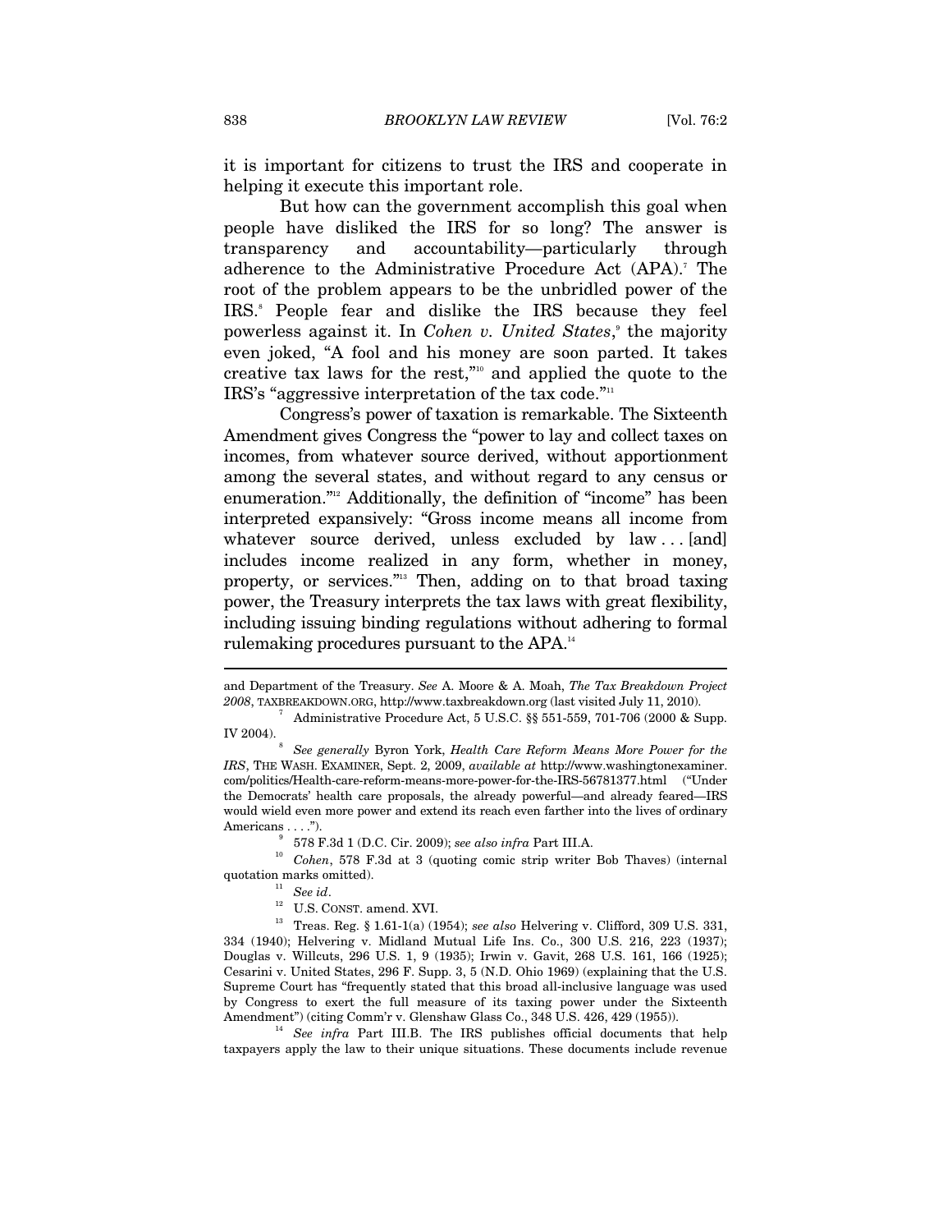it is important for citizens to trust the IRS and cooperate in helping it execute this important role.

But how can the government accomplish this goal when people have disliked the IRS for so long? The answer is transparency and accountability—particularly through adherence to the Administrative Procedure Act (APA).[7] The root of the problem appears to be the unbridled power of the IRS.[8] People fear and dislike the IRS because they feel powerless against it. In *Cohen v. United States*,[9] the majority even joked, "A fool and his money are soon parted. It takes creative tax laws for the rest,"[10] and applied the quote to the IRS's "aggressive interpretation of the tax code."[11]

Congress's power of taxation is remarkable. The Sixteenth Amendment gives Congress the "power to lay and collect taxes on incomes, from whatever source derived, without apportionment among the several states, and without regard to any census or enumeration."[12] Additionally, the definition of "income" has been interpreted expansively: "Gross income means all income from whatever source derived, unless excluded by law . . . [and] includes income realized in any form, whether in money, property, or services."[13] Then, adding on to that broad taxing power, the Treasury interprets the tax laws with great flexibility, including issuing binding regulations without adhering to formal rulemaking procedures pursuant to the APA.[14]

---

and Department of the Treasury. *See* A. Moore & A. Moah, *The Tax Breakdown Project 2008*, TAXBREAKDOWN.ORG, http://www.taxbreakdown.org (last visited July 11, 2010).

[7] Administrative Procedure Act, 5 U.S.C. §§ 551-559, 701-706 (2000 & Supp. IV 2004).

[8] *See generally* Byron York, *Health Care Reform Means More Power for the IRS*, THE WASH. EXAMINER, Sept. 2, 2009, *available at* http://www.washingtonexaminer.com/politics/Health-care-reform-means-more-power-for-the-IRS-56781377.html ("Under the Democrats' health care proposals, the already powerful—and already feared—IRS would wield even more power and extend its reach even farther into the lives of ordinary Americans . . . .").

[9] 578 F.3d 1 (D.C. Cir. 2009); *see also infra* Part III.A.

[10] *Cohen*, 578 F.3d at 3 (quoting comic strip writer Bob Thaves) (internal quotation marks omitted).

[11] *See id*.

[12] U.S. CONST. amend. XVI.

[13] Treas. Reg. § 1.61-1(a) (1954); *see also* Helvering v. Clifford, 309 U.S. 331, 334 (1940); Helvering v. Midland Mutual Life Ins. Co., 300 U.S. 216, 223 (1937); Douglas v. Willcuts, 296 U.S. 1, 9 (1935); Irwin v. Gavit, 268 U.S. 161, 166 (1925); Cesarini v. United States, 296 F. Supp. 3, 5 (N.D. Ohio 1969) (explaining that the U.S. Supreme Court has "frequently stated that this broad all-inclusive language was used by Congress to exert the full measure of its taxing power under the Sixteenth Amendment") (citing Comm'r v. Glenshaw Glass Co., 348 U.S. 426, 429 (1955)).

[14] *See infra* Part III.B. The IRS publishes official documents that help taxpayers apply the law to their unique situations. These documents include revenue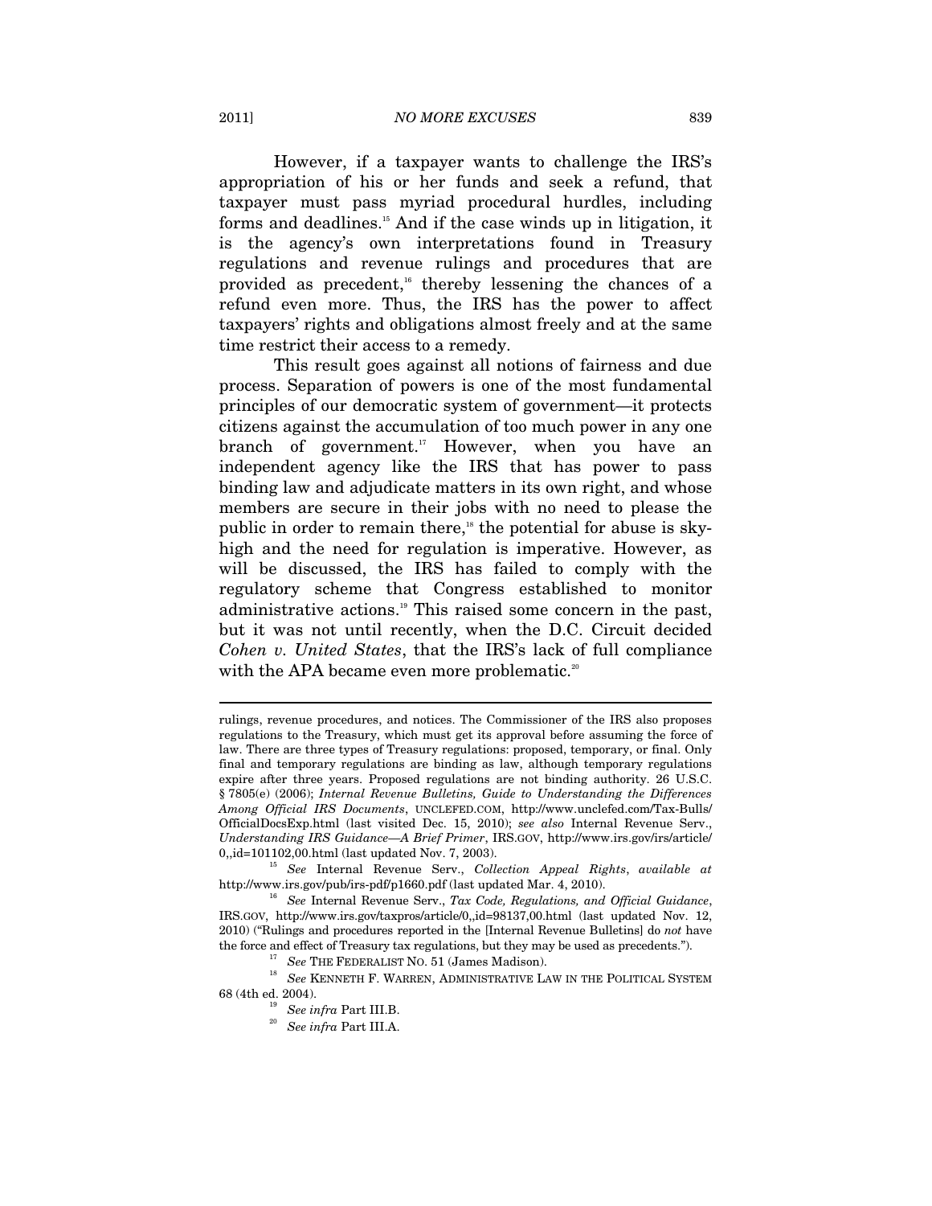However, if a taxpayer wants to challenge the IRS's appropriation of his or her funds and seek a refund, that taxpayer must pass myriad procedural hurdles, including forms and deadlines.[15] And if the case winds up in litigation, it is the agency's own interpretations found in Treasury regulations and revenue rulings and procedures that are provided as precedent,[16] thereby lessening the chances of a refund even more. Thus, the IRS has the power to affect taxpayers' rights and obligations almost freely and at the same time restrict their access to a remedy.

This result goes against all notions of fairness and due process. Separation of powers is one of the most fundamental principles of our democratic system of government—it protects citizens against the accumulation of too much power in any one branch of government.[17] However, when you have an independent agency like the IRS that has power to pass binding law and adjudicate matters in its own right, and whose members are secure in their jobs with no need to please the public in order to remain there,[18] the potential for abuse is sky-high and the need for regulation is imperative. However, as will be discussed, the IRS has failed to comply with the regulatory scheme that Congress established to monitor administrative actions.[19] This raised some concern in the past, but it was not until recently, when the D.C. Circuit decided *Cohen v. United States*, that the IRS's lack of full compliance with the APA became even more problematic.[20]

---

rulings, revenue procedures, and notices. The Commissioner of the IRS also proposes regulations to the Treasury, which must get its approval before assuming the force of law. There are three types of Treasury regulations: proposed, temporary, or final. Only final and temporary regulations are binding as law, although temporary regulations expire after three years. Proposed regulations are not binding authority. 26 U.S.C. § 7805(e) (2006); *Internal Revenue Bulletins, Guide to Understanding the Differences Among Official IRS Documents*, UNCLEFED.COM, http://www.unclefed.com/Tax-Bulls/OfficialDocsExp.html (last visited Dec. 15, 2010); *see also* Internal Revenue Serv., *Understanding IRS Guidance—A Brief Primer*, IRS.GOV, http://www.irs.gov/irs/article/0,,id=101102,00.html (last updated Nov. 7, 2003).

[15] *See* Internal Revenue Serv., *Collection Appeal Rights*, *available at* http://www.irs.gov/pub/irs-pdf/p1660.pdf (last updated Mar. 4, 2010).

[16] *See* Internal Revenue Serv., *Tax Code, Regulations, and Official Guidance*, IRS.GOV, http://www.irs.gov/taxpros/article/0,,id=98137,00.html (last updated Nov. 12, 2010) ("Rulings and procedures reported in the [Internal Revenue Bulletins] do *not* have the force and effect of Treasury tax regulations, but they may be used as precedents.").

[17] *See* THE FEDERALIST NO. 51 (James Madison).

[18] *See* KENNETH F. WARREN, ADMINISTRATIVE LAW IN THE POLITICAL SYSTEM 68 (4th ed. 2004).

[19] *See infra* Part III.B.

[20] *See infra* Part III.A.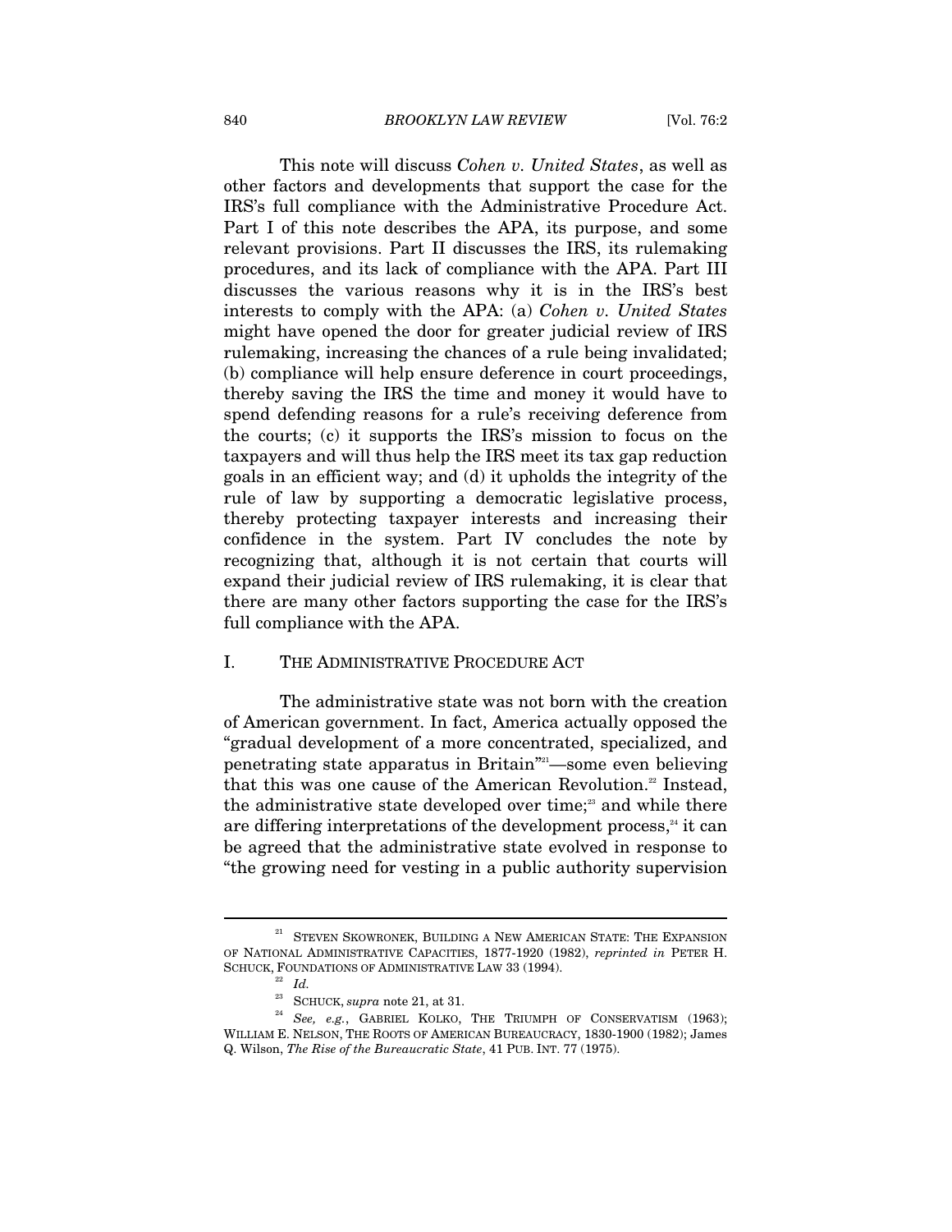This note will discuss *Cohen v. United States*, as well as other factors and developments that support the case for the IRS's full compliance with the Administrative Procedure Act. Part I of this note describes the APA, its purpose, and some relevant provisions. Part II discusses the IRS, its rulemaking procedures, and its lack of compliance with the APA. Part III discusses the various reasons why it is in the IRS's best interests to comply with the APA: (a) *Cohen v. United States* might have opened the door for greater judicial review of IRS rulemaking, increasing the chances of a rule being invalidated; (b) compliance will help ensure deference in court proceedings, thereby saving the IRS the time and money it would have to spend defending reasons for a rule's receiving deference from the courts; (c) it supports the IRS's mission to focus on the taxpayers and will thus help the IRS meet its tax gap reduction goals in an efficient way; and (d) it upholds the integrity of the rule of law by supporting a democratic legislative process, thereby protecting taxpayer interests and increasing their confidence in the system. Part IV concludes the note by recognizing that, although it is not certain that courts will expand their judicial review of IRS rulemaking, it is clear that there are many other factors supporting the case for the IRS's full compliance with the APA.

## I. THE ADMINISTRATIVE PROCEDURE ACT

The administrative state was not born with the creation of American government. In fact, America actually opposed the "gradual development of a more concentrated, specialized, and penetrating state apparatus in Britain"[21]—some even believing that this was one cause of the American Revolution.[22] Instead, the administrative state developed over time;[23] and while there are differing interpretations of the development process,[24] it can be agreed that the administrative state evolved in response to "the growing need for vesting in a public authority supervision

---

[21] STEVEN SKOWRONEK, BUILDING A NEW AMERICAN STATE: THE EXPANSION OF NATIONAL ADMINISTRATIVE CAPACITIES, 1877-1920 (1982), *reprinted in* PETER H. SCHUCK, FOUNDATIONS OF ADMINISTRATIVE LAW 33 (1994).

[22] *Id.*

[23] SCHUCK, *supra* note 21, at 31.

[24] *See, e.g.*, GABRIEL KOLKO, THE TRIUMPH OF CONSERVATISM (1963); WILLIAM E. NELSON, THE ROOTS OF AMERICAN BUREAUCRACY, 1830-1900 (1982); James Q. Wilson, *The Rise of the Bureaucratic State*, 41 PUB. INT. 77 (1975).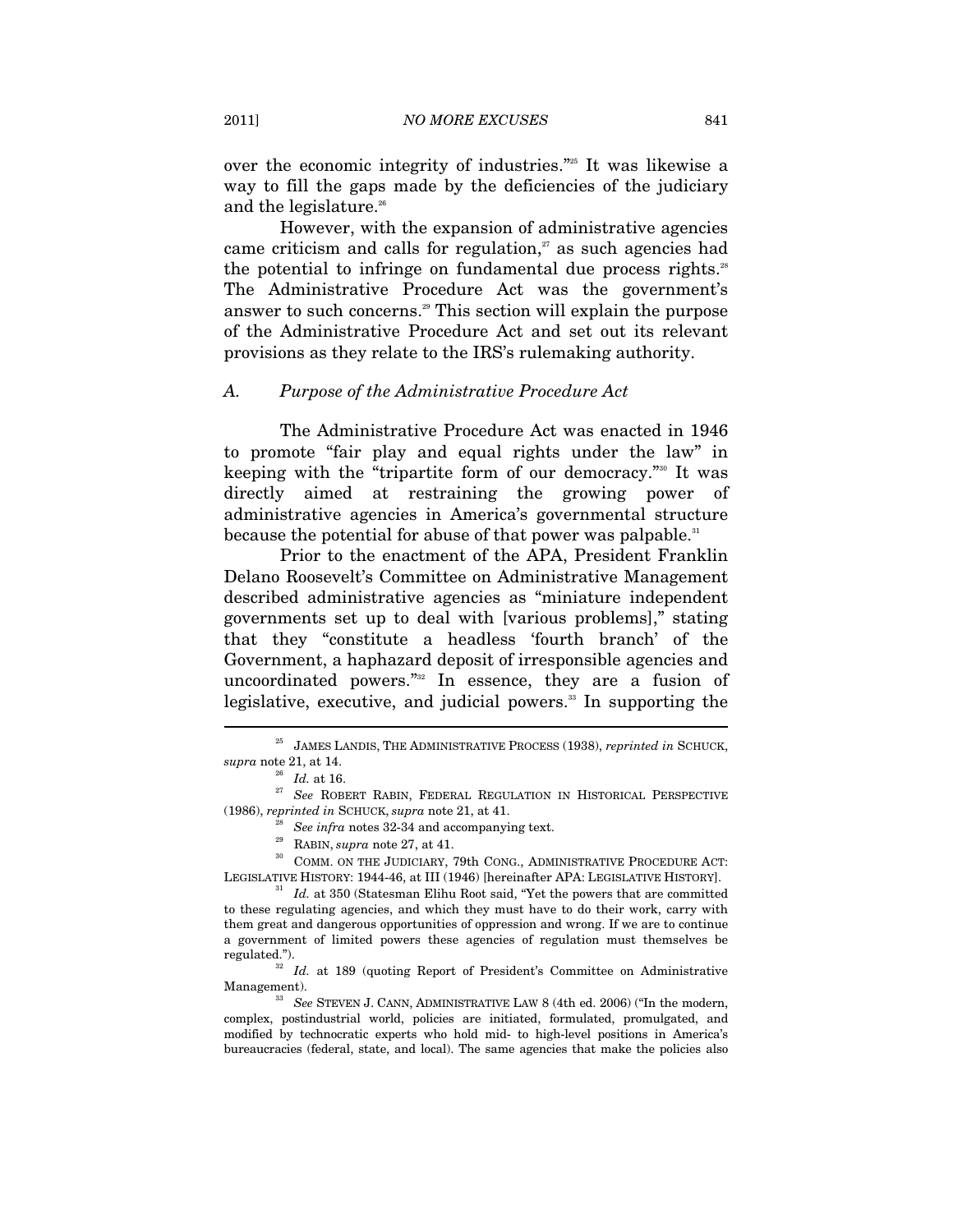over the economic integrity of industries."[25] It was likewise a way to fill the gaps made by the deficiencies of the judiciary and the legislature.[26]

However, with the expansion of administrative agencies came criticism and calls for regulation,[27] as such agencies had the potential to infringe on fundamental due process rights.[28] The Administrative Procedure Act was the government's answer to such concerns.[29] This section will explain the purpose of the Administrative Procedure Act and set out its relevant provisions as they relate to the IRS's rulemaking authority.

### A. *Purpose of the Administrative Procedure Act*

The Administrative Procedure Act was enacted in 1946 to promote "fair play and equal rights under the law" in keeping with the "tripartite form of our democracy."[30] It was directly aimed at restraining the growing power of administrative agencies in America's governmental structure because the potential for abuse of that power was palpable.[31]

Prior to the enactment of the APA, President Franklin Delano Roosevelt's Committee on Administrative Management described administrative agencies as "miniature independent governments set up to deal with [various problems]," stating that they "constitute a headless 'fourth branch' of the Government, a haphazard deposit of irresponsible agencies and uncoordinated powers."[32] In essence, they are a fusion of legislative, executive, and judicial powers.[33] In supporting the

---

[25] JAMES LANDIS, THE ADMINISTRATIVE PROCESS (1938), *reprinted in* SCHUCK, *supra* note 21, at 14.

[26] *Id.* at 16.

[27] *See* ROBERT RABIN, FEDERAL REGULATION IN HISTORICAL PERSPECTIVE (1986), *reprinted in* SCHUCK, *supra* note 21, at 41.

[28] *See infra* notes 32-34 and accompanying text.

[29] RABIN, *supra* note 27, at 41.

[30] COMM. ON THE JUDICIARY, 79th CONG., ADMINISTRATIVE PROCEDURE ACT: LEGISLATIVE HISTORY: 1944-46, at III (1946) [hereinafter APA: LEGISLATIVE HISTORY].

[31] *Id.* at 350 (Statesman Elihu Root said, "Yet the powers that are committed to these regulating agencies, and which they must have to do their work, carry with them great and dangerous opportunities of oppression and wrong. If we are to continue a government of limited powers these agencies of regulation must themselves be regulated.").

[32] *Id.* at 189 (quoting Report of President's Committee on Administrative Management).

[33] *See* STEVEN J. CANN, ADMINISTRATIVE LAW 8 (4th ed. 2006) ("In the modern, complex, postindustrial world, policies are initiated, formulated, promulgated, and modified by technocratic experts who hold mid- to high-level positions in America's bureaucracies (federal, state, and local). The same agencies that make the policies also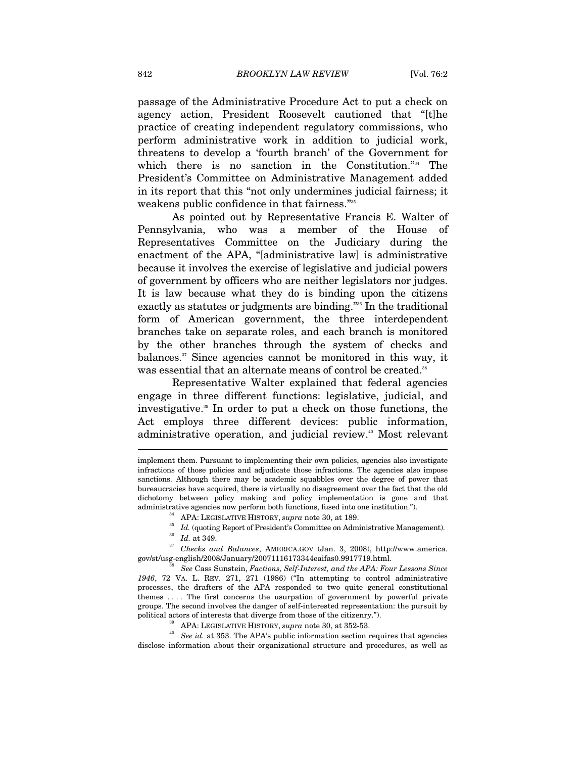passage of the Administrative Procedure Act to put a check on agency action, President Roosevelt cautioned that "[t]he practice of creating independent regulatory commissions, who perform administrative work in addition to judicial work, threatens to develop a 'fourth branch' of the Government for which there is no sanction in the Constitution."[34] The President's Committee on Administrative Management added in its report that this "not only undermines judicial fairness; it weakens public confidence in that fairness."[35]

As pointed out by Representative Francis E. Walter of Pennsylvania, who was a member of the House of Representatives Committee on the Judiciary during the enactment of the APA, "[administrative law] is administrative because it involves the exercise of legislative and judicial powers of government by officers who are neither legislators nor judges. It is law because what they do is binding upon the citizens exactly as statutes or judgments are binding."[36] In the traditional form of American government, the three interdependent branches take on separate roles, and each branch is monitored by the other branches through the system of checks and balances.[37] Since agencies cannot be monitored in this way, it was essential that an alternate means of control be created.[38]

Representative Walter explained that federal agencies engage in three different functions: legislative, judicial, and investigative.[39] In order to put a check on those functions, the Act employs three different devices: public information, administrative operation, and judicial review.[40] Most relevant

---

implement them. Pursuant to implementing their own policies, agencies also investigate infractions of those policies and adjudicate those infractions. The agencies also impose sanctions. Although there may be academic squabbles over the degree of power that bureaucracies have acquired, there is virtually no disagreement over the fact that the old dichotomy between policy making and policy implementation is gone and that administrative agencies now perform both functions, fused into one institution.").

[34] APA: LEGISLATIVE HISTORY, *supra* note 30, at 189.

[35] *Id.* (quoting Report of President's Committee on Administrative Management).

[36] *Id.* at 349.

[37] *Checks and Balances*, AMERICA.GOV (Jan. 3, 2008), http://www.america.gov/st/usg-english/2008/January/20071116173344eaifas0.9917719.html.

[38] *See* Cass Sunstein, *Factions, Self-Interest, and the APA: Four Lessons Since 1946*, 72 VA. L. REV. 271, 271 (1986) ("In attempting to control administrative processes, the drafters of the APA responded to two quite general constitutional themes . . . . The first concerns the usurpation of government by powerful private groups. The second involves the danger of self-interested representation: the pursuit by political actors of interests that diverge from those of the citizenry.").

[39] APA: LEGISLATIVE HISTORY, *supra* note 30, at 352-53.

[40] *See id.* at 353. The APA's public information section requires that agencies disclose information about their organizational structure and procedures, as well as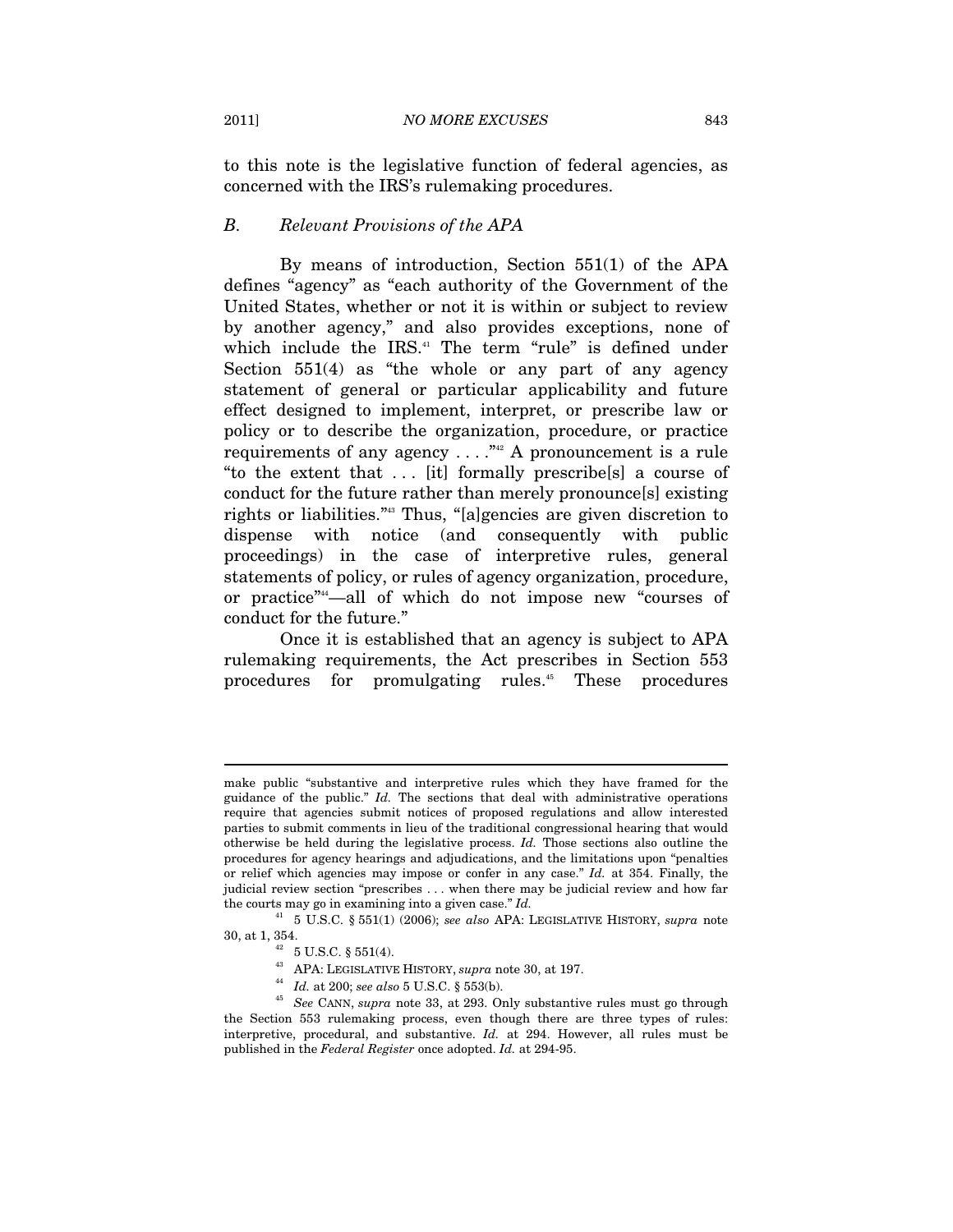to this note is the legislative function of federal agencies, as concerned with the IRS's rulemaking procedures.

### *B. Relevant Provisions of the APA*

By means of introduction, Section 551(1) of the APA defines "agency" as "each authority of the Government of the United States, whether or not it is within or subject to review by another agency," and also provides exceptions, none of which include the IRS.[41] The term "rule" is defined under Section 551(4) as "the whole or any part of any agency statement of general or particular applicability and future effect designed to implement, interpret, or prescribe law or policy or to describe the organization, procedure, or practice requirements of any agency . . . ."[42] A pronouncement is a rule "to the extent that . . . [it] formally prescribe[s] a course of conduct for the future rather than merely pronounce[s] existing rights or liabilities."[43] Thus, "[a]gencies are given discretion to dispense with notice (and consequently with public proceedings) in the case of interpretive rules, general statements of policy, or rules of agency organization, procedure, or practice"[44]—all of which do not impose new "courses of conduct for the future."

Once it is established that an agency is subject to APA rulemaking requirements, the Act prescribes in Section 553 procedures for promulgating rules.[45] These procedures

---

make public "substantive and interpretive rules which they have framed for the guidance of the public." *Id.* The sections that deal with administrative operations require that agencies submit notices of proposed regulations and allow interested parties to submit comments in lieu of the traditional congressional hearing that would otherwise be held during the legislative process. *Id.* Those sections also outline the procedures for agency hearings and adjudications, and the limitations upon "penalties or relief which agencies may impose or confer in any case." *Id.* at 354. Finally, the judicial review section "prescribes . . . when there may be judicial review and how far the courts may go in examining into a given case." *Id.*

[41] 5 U.S.C. § 551(1) (2006); *see also* APA: LEGISLATIVE HISTORY, *supra* note 30, at 1, 354.

[42] 5 U.S.C. § 551(4).

[43] APA: LEGISLATIVE HISTORY, *supra* note 30, at 197.

[44] *Id.* at 200; *see also* 5 U.S.C. § 553(b).

[45] *See* CANN, *supra* note 33, at 293. Only substantive rules must go through the Section 553 rulemaking process, even though there are three types of rules: interpretive, procedural, and substantive. *Id.* at 294. However, all rules must be published in the *Federal Register* once adopted. *Id.* at 294-95.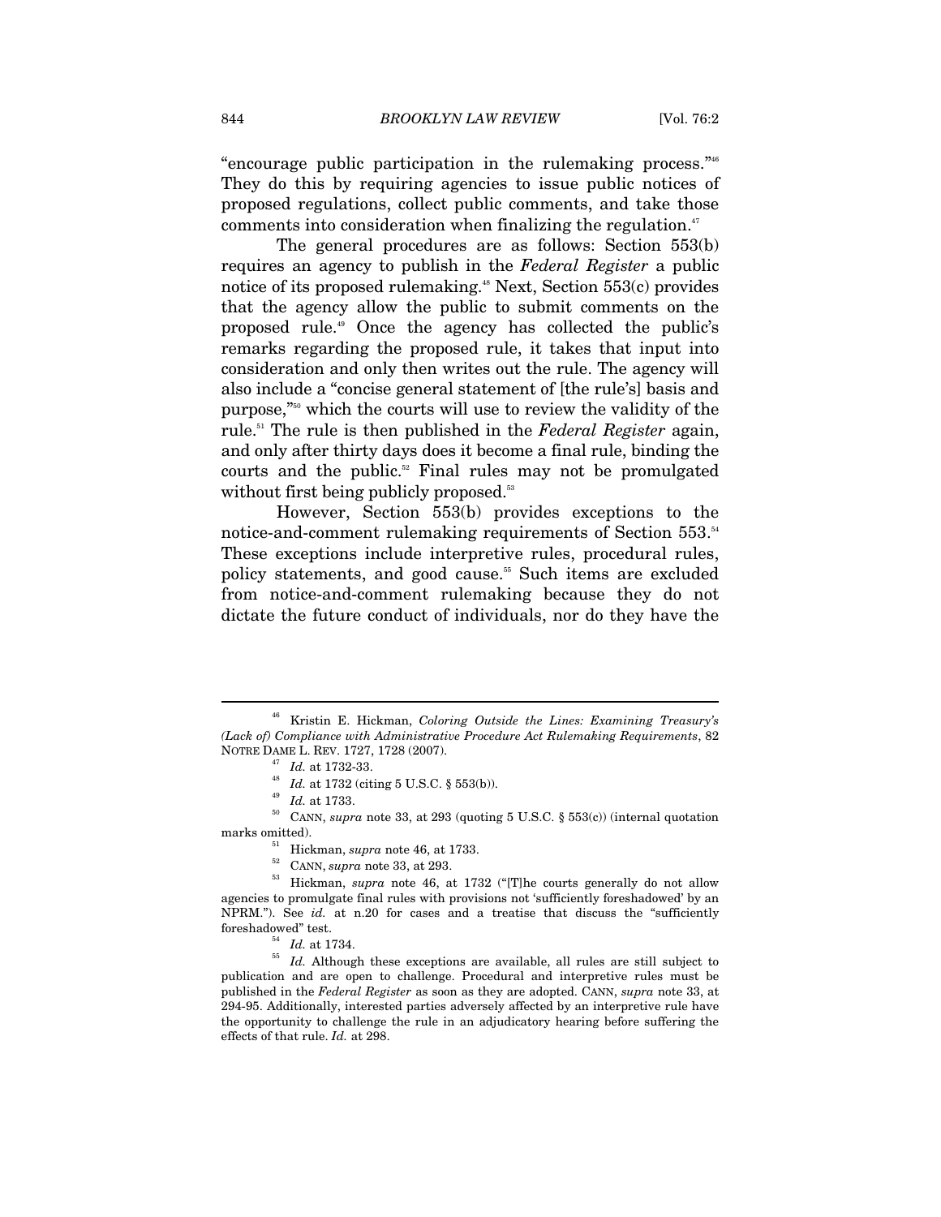"encourage public participation in the rulemaking process."[46] They do this by requiring agencies to issue public notices of proposed regulations, collect public comments, and take those comments into consideration when finalizing the regulation.[47]

The general procedures are as follows: Section 553(b) requires an agency to publish in the *Federal Register* a public notice of its proposed rulemaking.[48] Next, Section 553(c) provides that the agency allow the public to submit comments on the proposed rule.[49] Once the agency has collected the public's remarks regarding the proposed rule, it takes that input into consideration and only then writes out the rule. The agency will also include a "concise general statement of [the rule's] basis and purpose,"[50] which the courts will use to review the validity of the rule.[51] The rule is then published in the *Federal Register* again, and only after thirty days does it become a final rule, binding the courts and the public.[52] Final rules may not be promulgated without first being publicly proposed.[53]

However, Section 553(b) provides exceptions to the notice-and-comment rulemaking requirements of Section 553.[54] These exceptions include interpretive rules, procedural rules, policy statements, and good cause.[55] Such items are excluded from notice-and-comment rulemaking because they do not dictate the future conduct of individuals, nor do they have the

---

[46] Kristin E. Hickman, *Coloring Outside the Lines: Examining Treasury's (Lack of) Compliance with Administrative Procedure Act Rulemaking Requirements*, 82 NOTRE DAME L. REV. 1727, 1728 (2007).

[47] *Id.* at 1732-33.

[48] *Id.* at 1732 (citing 5 U.S.C. § 553(b)).

[49] *Id.* at 1733.

[50] CANN, *supra* note 33, at 293 (quoting 5 U.S.C. § 553(c)) (internal quotation marks omitted).

[51] Hickman, *supra* note 46, at 1733.

[52] CANN, *supra* note 33, at 293.

[53] Hickman, *supra* note 46, at 1732 ("[T]he courts generally do not allow agencies to promulgate final rules with provisions not 'sufficiently foreshadowed' by an NPRM."). See *id.* at n.20 for cases and a treatise that discuss the "sufficiently foreshadowed" test.

[54] *Id.* at 1734.

[55] *Id.* Although these exceptions are available, all rules are still subject to publication and are open to challenge. Procedural and interpretive rules must be published in the *Federal Register* as soon as they are adopted. CANN, *supra* note 33, at 294-95. Additionally, interested parties adversely affected by an interpretive rule have the opportunity to challenge the rule in an adjudicatory hearing before suffering the effects of that rule. *Id.* at 298.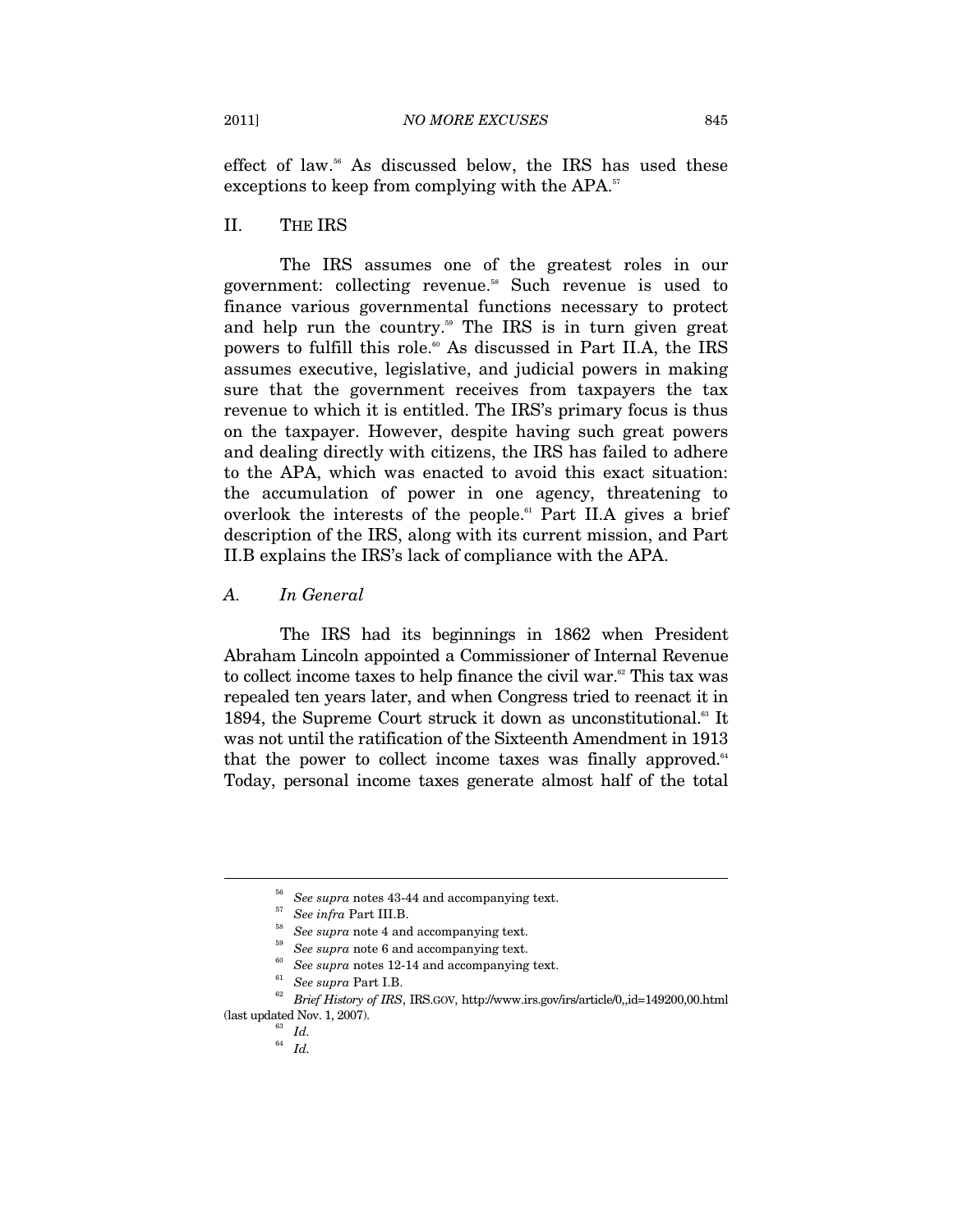effect of law.[56] As discussed below, the IRS has used these exceptions to keep from complying with the APA.[57]

## II. THE IRS

The IRS assumes one of the greatest roles in our government: collecting revenue.[58] Such revenue is used to finance various governmental functions necessary to protect and help run the country.[59] The IRS is in turn given great powers to fulfill this role.[60] As discussed in Part II.A, the IRS assumes executive, legislative, and judicial powers in making sure that the government receives from taxpayers the tax revenue to which it is entitled. The IRS's primary focus is thus on the taxpayer. However, despite having such great powers and dealing directly with citizens, the IRS has failed to adhere to the APA, which was enacted to avoid this exact situation: the accumulation of power in one agency, threatening to overlook the interests of the people.[61] Part II.A gives a brief description of the IRS, along with its current mission, and Part II.B explains the IRS's lack of compliance with the APA.

### *A. In General*

The IRS had its beginnings in 1862 when President Abraham Lincoln appointed a Commissioner of Internal Revenue to collect income taxes to help finance the civil war.[62] This tax was repealed ten years later, and when Congress tried to reenact it in 1894, the Supreme Court struck it down as unconstitutional.[63] It was not until the ratification of the Sixteenth Amendment in 1913 that the power to collect income taxes was finally approved.[64] Today, personal income taxes generate almost half of the total

---

[56] *See supra* notes 43-44 and accompanying text.

[57] *See infra* Part III.B.

[58] *See supra* note 4 and accompanying text.

[59] *See supra* note 6 and accompanying text.

[60] *See supra* notes 12-14 and accompanying text.

[61] *See supra* Part I.B.

[62] *Brief History of IRS*, IRS.GOV, http://www.irs.gov/irs/article/0,,id=149200,00.html (last updated Nov. 1, 2007).

[63] *Id.*

[64] *Id.*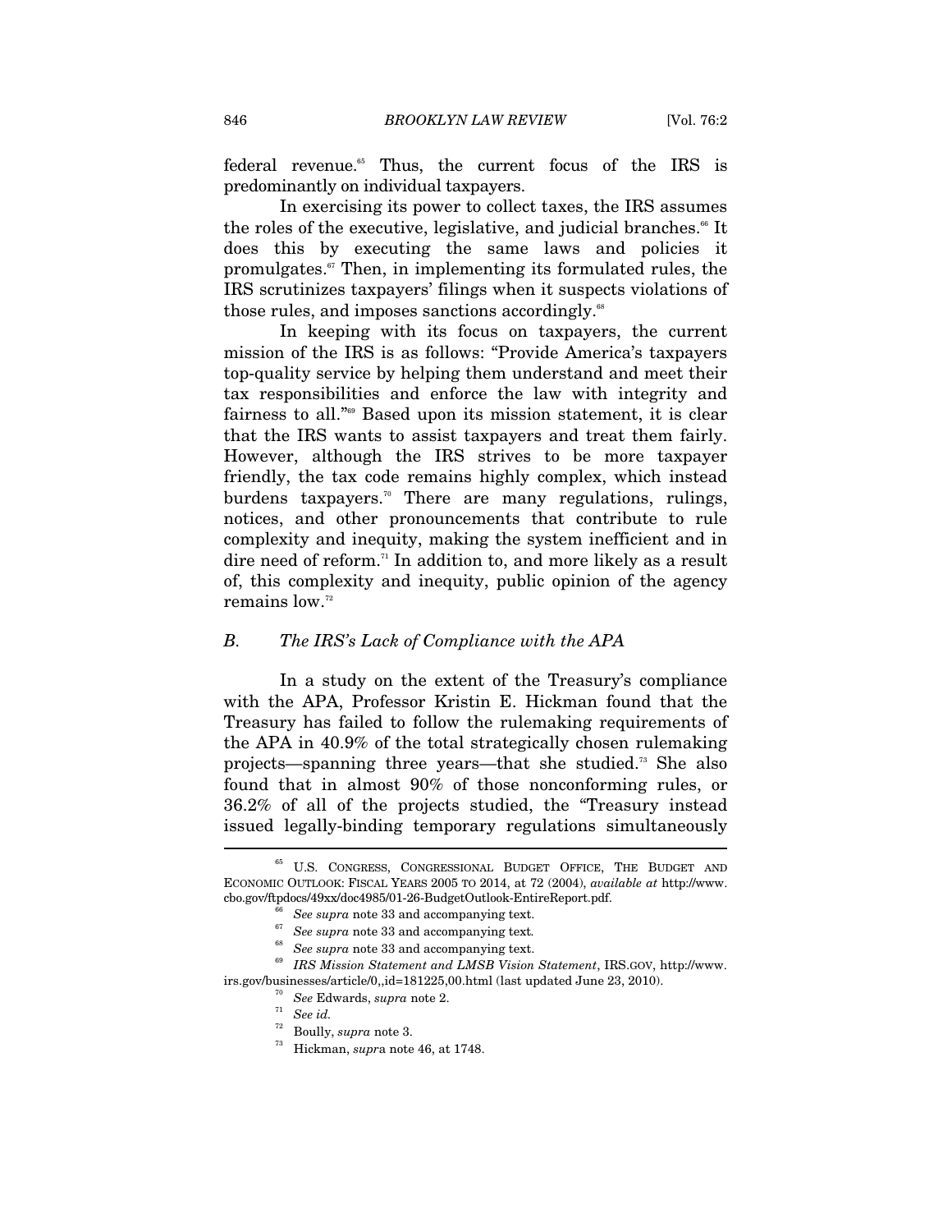federal revenue.[65] Thus, the current focus of the IRS is predominantly on individual taxpayers.

In exercising its power to collect taxes, the IRS assumes the roles of the executive, legislative, and judicial branches.[66] It does this by executing the same laws and policies it promulgates.[67] Then, in implementing its formulated rules, the IRS scrutinizes taxpayers' filings when it suspects violations of those rules, and imposes sanctions accordingly.[68]

In keeping with its focus on taxpayers, the current mission of the IRS is as follows: "Provide America's taxpayers top-quality service by helping them understand and meet their tax responsibilities and enforce the law with integrity and fairness to all."[69] Based upon its mission statement, it is clear that the IRS wants to assist taxpayers and treat them fairly. However, although the IRS strives to be more taxpayer friendly, the tax code remains highly complex, which instead burdens taxpayers.[70] There are many regulations, rulings, notices, and other pronouncements that contribute to rule complexity and inequity, making the system inefficient and in dire need of reform.[71] In addition to, and more likely as a result of, this complexity and inequity, public opinion of the agency remains low.[72]

### *B. The IRS's Lack of Compliance with the APA*

In a study on the extent of the Treasury's compliance with the APA, Professor Kristin E. Hickman found that the Treasury has failed to follow the rulemaking requirements of the APA in 40.9% of the total strategically chosen rulemaking projects—spanning three years—that she studied.[73] She also found that in almost 90% of those nonconforming rules, or 36.2% of all of the projects studied, the "Treasury instead issued legally-binding temporary regulations simultaneously

---

[65] U.S. CONGRESS, CONGRESSIONAL BUDGET OFFICE, THE BUDGET AND ECONOMIC OUTLOOK: FISCAL YEARS 2005 TO 2014, at 72 (2004), *available at* http://www.cbo.gov/ftpdocs/49xx/doc4985/01-26-BudgetOutlook-EntireReport.pdf.

[66] *See supra* note 33 and accompanying text.

[67] *See supra* note 33 and accompanying text.

[68] *See supra* note 33 and accompanying text.

[69] *IRS Mission Statement and LMSB Vision Statement*, IRS.GOV, http://www.irs.gov/businesses/article/0,,id=181225,00.html (last updated June 23, 2010).

[70] *See* Edwards, *supra* note 2.

[71] *See id.*

[72] Boully, *supra* note 3.

[73] Hickman, *supra* note 46, at 1748.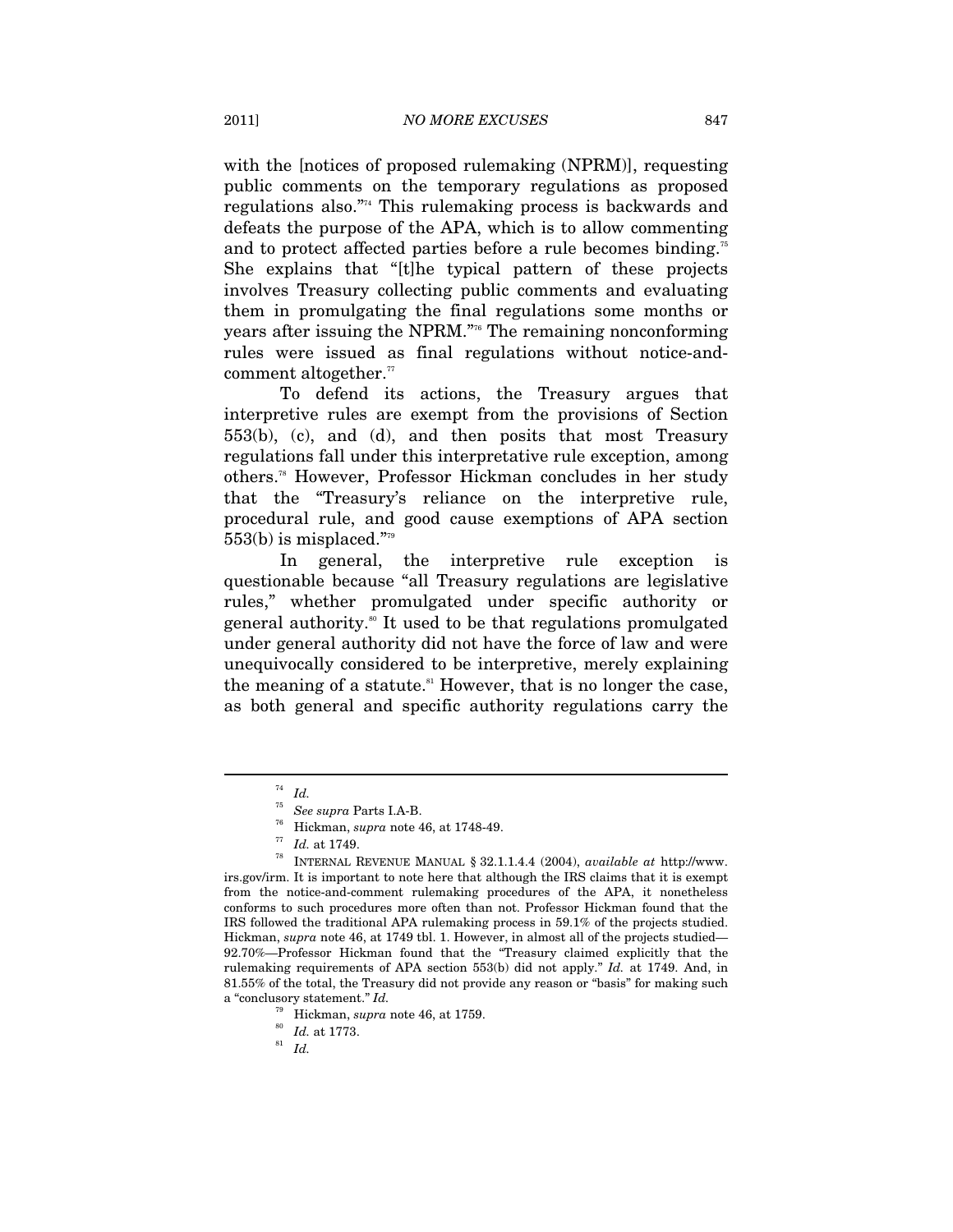with the [notices of proposed rulemaking (NPRM)], requesting public comments on the temporary regulations as proposed regulations also."[74] This rulemaking process is backwards and defeats the purpose of the APA, which is to allow commenting and to protect affected parties before a rule becomes binding.[75] She explains that "[t]he typical pattern of these projects involves Treasury collecting public comments and evaluating them in promulgating the final regulations some months or years after issuing the NPRM."[76] The remaining nonconforming rules were issued as final regulations without notice-and-comment altogether.[77]

To defend its actions, the Treasury argues that interpretive rules are exempt from the provisions of Section 553(b), (c), and (d), and then posits that most Treasury regulations fall under this interpretative rule exception, among others.[78] However, Professor Hickman concludes in her study that the "Treasury's reliance on the interpretive rule, procedural rule, and good cause exemptions of APA section 553(b) is misplaced."[79]

In general, the interpretive rule exception is questionable because "all Treasury regulations are legislative rules," whether promulgated under specific authority or general authority.[80] It used to be that regulations promulgated under general authority did not have the force of law and were unequivocally considered to be interpretive, merely explaining the meaning of a statute.[81] However, that is no longer the case, as both general and specific authority regulations carry the

---

[74] *Id.*

[75] *See supra* Parts I.A-B.

[76] Hickman, *supra* note 46, at 1748-49.

[77] *Id.* at 1749.

[78] INTERNAL REVENUE MANUAL § 32.1.1.4.4 (2004), *available at* http://www.irs.gov/irm. It is important to note here that although the IRS claims that it is exempt from the notice-and-comment rulemaking procedures of the APA, it nonetheless conforms to such procedures more often than not. Professor Hickman found that the IRS followed the traditional APA rulemaking process in 59.1% of the projects studied. Hickman, *supra* note 46, at 1749 tbl. 1. However, in almost all of the projects studied—92.70%—Professor Hickman found that the "Treasury claimed explicitly that the rulemaking requirements of APA section 553(b) did not apply." *Id.* at 1749. And, in 81.55% of the total, the Treasury did not provide any reason or "basis" for making such a "conclusory statement." *Id.*

[79] Hickman, *supra* note 46, at 1759.

[80] *Id.* at 1773.

[81] *Id.*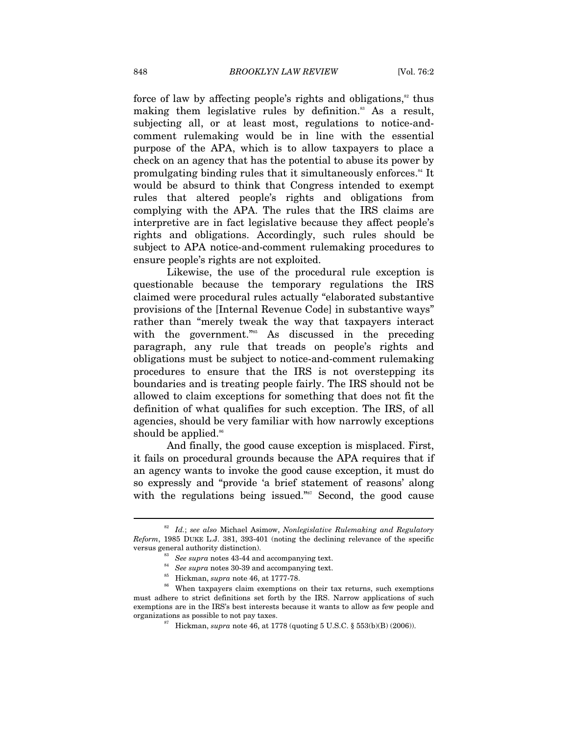force of law by affecting people's rights and obligations,[82] thus making them legislative rules by definition.[83] As a result, subjecting all, or at least most, regulations to notice-and-comment rulemaking would be in line with the essential purpose of the APA, which is to allow taxpayers to place a check on an agency that has the potential to abuse its power by promulgating binding rules that it simultaneously enforces.[84] It would be absurd to think that Congress intended to exempt rules that altered people's rights and obligations from complying with the APA. The rules that the IRS claims are interpretive are in fact legislative because they affect people's rights and obligations. Accordingly, such rules should be subject to APA notice-and-comment rulemaking procedures to ensure people's rights are not exploited.

Likewise, the use of the procedural rule exception is questionable because the temporary regulations the IRS claimed were procedural rules actually "elaborated substantive provisions of the [Internal Revenue Code] in substantive ways" rather than "merely tweak the way that taxpayers interact with the government."[85] As discussed in the preceding paragraph, any rule that treads on people's rights and obligations must be subject to notice-and-comment rulemaking procedures to ensure that the IRS is not overstepping its boundaries and is treating people fairly. The IRS should not be allowed to claim exceptions for something that does not fit the definition of what qualifies for such exception. The IRS, of all agencies, should be very familiar with how narrowly exceptions should be applied.[86]

And finally, the good cause exception is misplaced. First, it fails on procedural grounds because the APA requires that if an agency wants to invoke the good cause exception, it must do so expressly and "provide 'a brief statement of reasons' along with the regulations being issued."[87] Second, the good cause

---

[82] *Id.*; *see also* Michael Asimow, *Nonlegislative Rulemaking and Regulatory Reform*, 1985 DUKE L.J. 381, 393-401 (noting the declining relevance of the specific versus general authority distinction).

[83] *See supra* notes 43-44 and accompanying text.

[84] *See supra* notes 30-39 and accompanying text.

[85] Hickman, *supra* note 46, at 1777-78.

[86] When taxpayers claim exemptions on their tax returns, such exemptions must adhere to strict definitions set forth by the IRS. Narrow applications of such exemptions are in the IRS's best interests because it wants to allow as few people and organizations as possible to not pay taxes.

[87] Hickman, *supra* note 46, at 1778 (quoting 5 U.S.C. § 553(b)(B) (2006)).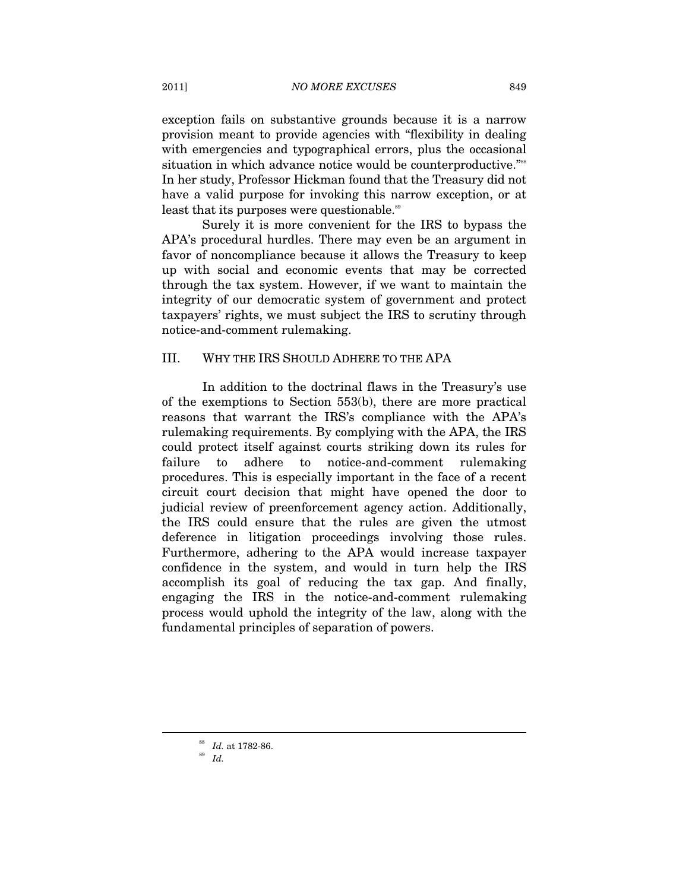exception fails on substantive grounds because it is a narrow provision meant to provide agencies with "flexibility in dealing with emergencies and typographical errors, plus the occasional situation in which advance notice would be counterproductive."[88] In her study, Professor Hickman found that the Treasury did not have a valid purpose for invoking this narrow exception, or at least that its purposes were questionable.[89]

Surely it is more convenient for the IRS to bypass the APA's procedural hurdles. There may even be an argument in favor of noncompliance because it allows the Treasury to keep up with social and economic events that may be corrected through the tax system. However, if we want to maintain the integrity of our democratic system of government and protect taxpayers' rights, we must subject the IRS to scrutiny through notice-and-comment rulemaking.

## III. WHY THE IRS SHOULD ADHERE TO THE APA

In addition to the doctrinal flaws in the Treasury's use of the exemptions to Section 553(b), there are more practical reasons that warrant the IRS's compliance with the APA's rulemaking requirements. By complying with the APA, the IRS could protect itself against courts striking down its rules for failure to adhere to notice-and-comment rulemaking procedures. This is especially important in the face of a recent circuit court decision that might have opened the door to judicial review of preenforcement agency action. Additionally, the IRS could ensure that the rules are given the utmost deference in litigation proceedings involving those rules. Furthermore, adhering to the APA would increase taxpayer confidence in the system, and would in turn help the IRS accomplish its goal of reducing the tax gap. And finally, engaging the IRS in the notice-and-comment rulemaking process would uphold the integrity of the law, along with the fundamental principles of separation of powers.

---

[88] *Id.* at 1782-86.

[89] *Id.*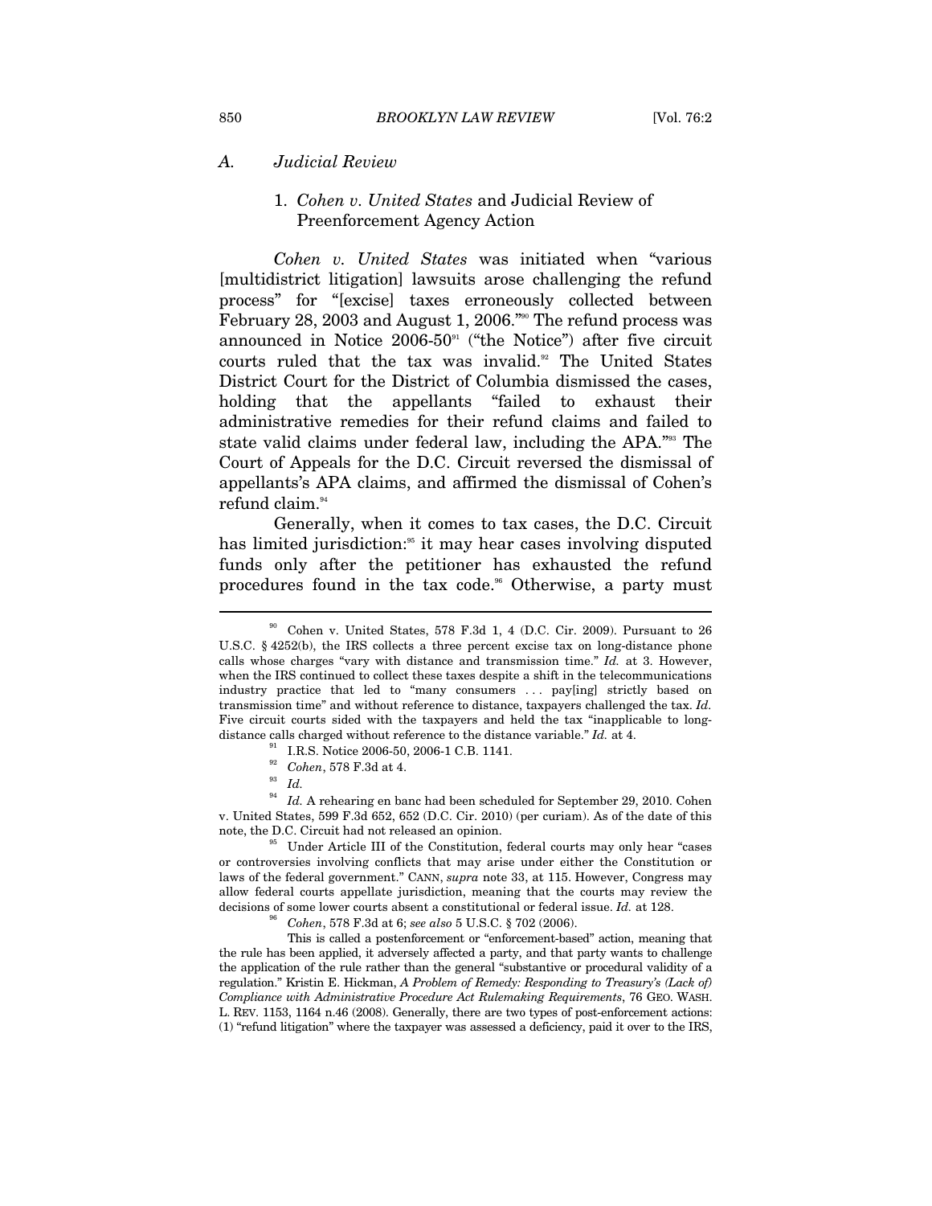### A. *Judicial Review*

#### 1. *Cohen v. United States* and Judicial Review of Preenforcement Agency Action

*Cohen v. United States* was initiated when "various [multidistrict litigation] lawsuits arose challenging the refund process" for "[excise] taxes erroneously collected between February 28, 2003 and August 1, 2006."[90] The refund process was announced in Notice 2006-50[91] ("the Notice") after five circuit courts ruled that the tax was invalid.[92] The United States District Court for the District of Columbia dismissed the cases, holding that the appellants "failed to exhaust their administrative remedies for their refund claims and failed to state valid claims under federal law, including the APA."[93] The Court of Appeals for the D.C. Circuit reversed the dismissal of appellants's APA claims, and affirmed the dismissal of Cohen's refund claim.[94]

Generally, when it comes to tax cases, the D.C. Circuit has limited jurisdiction:[95] it may hear cases involving disputed funds only after the petitioner has exhausted the refund procedures found in the tax code.[96] Otherwise, a party must

---

[90] Cohen v. United States, 578 F.3d 1, 4 (D.C. Cir. 2009). Pursuant to 26 U.S.C. § 4252(b), the IRS collects a three percent excise tax on long-distance phone calls whose charges "vary with distance and transmission time." *Id.* at 3. However, when the IRS continued to collect these taxes despite a shift in the telecommunications industry practice that led to "many consumers . . . pay[ing] strictly based on transmission time" and without reference to distance, taxpayers challenged the tax. *Id.* Five circuit courts sided with the taxpayers and held the tax "inapplicable to long-distance calls charged without reference to the distance variable." *Id.* at 4.

[91] I.R.S. Notice 2006-50, 2006-1 C.B. 1141.

[92] *Cohen*, 578 F.3d at 4.

[93] *Id.*

[94] *Id.* A rehearing en banc had been scheduled for September 29, 2010. Cohen v. United States, 599 F.3d 652, 652 (D.C. Cir. 2010) (per curiam). As of the date of this note, the D.C. Circuit had not released an opinion.

[95] Under Article III of the Constitution, federal courts may only hear "cases or controversies involving conflicts that may arise under either the Constitution or laws of the federal government." CANN, *supra* note 33, at 115. However, Congress may allow federal courts appellate jurisdiction, meaning that the courts may review the decisions of some lower courts absent a constitutional or federal issue. *Id.* at 128.

[96] *Cohen*, 578 F.3d at 6; *see also* 5 U.S.C. § 702 (2006).

This is called a postenforcement or "enforcement-based" action, meaning that the rule has been applied, it adversely affected a party, and that party wants to challenge the application of the rule rather than the general "substantive or procedural validity of a regulation." Kristin E. Hickman, *A Problem of Remedy: Responding to Treasury's (Lack of) Compliance with Administrative Procedure Act Rulemaking Requirements*, 76 GEO. WASH. L. REV. 1153, 1164 n.46 (2008). Generally, there are two types of post-enforcement actions: (1) "refund litigation" where the taxpayer was assessed a deficiency, paid it over to the IRS,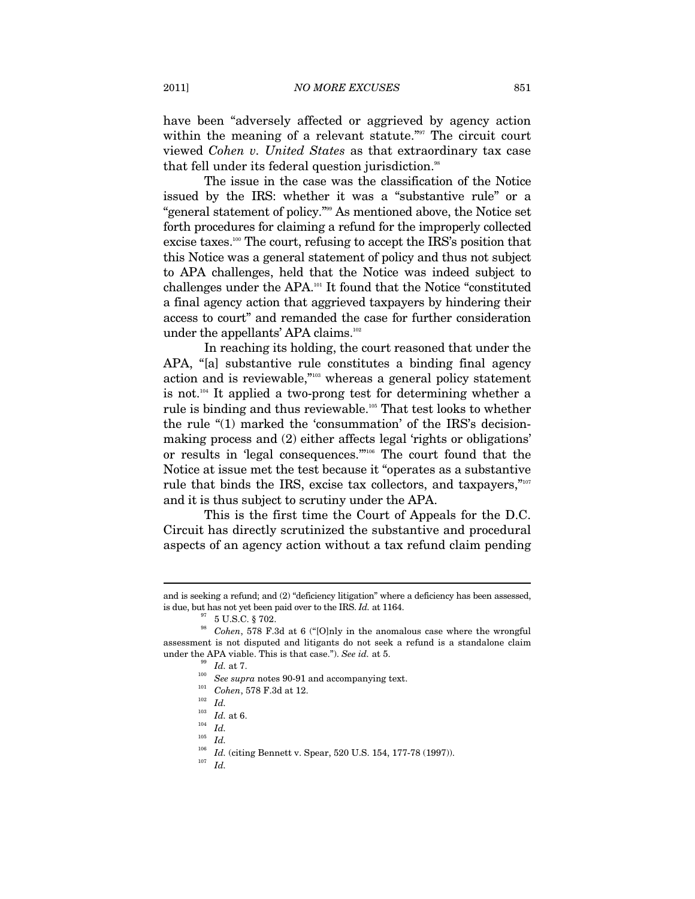have been "adversely affected or aggrieved by agency action within the meaning of a relevant statute."[97] The circuit court viewed *Cohen v. United States* as that extraordinary tax case that fell under its federal question jurisdiction.[98]

The issue in the case was the classification of the Notice issued by the IRS: whether it was a "substantive rule" or a "general statement of policy."[99] As mentioned above, the Notice set forth procedures for claiming a refund for the improperly collected excise taxes.[100] The court, refusing to accept the IRS's position that this Notice was a general statement of policy and thus not subject to APA challenges, held that the Notice was indeed subject to challenges under the APA.[101] It found that the Notice "constituted a final agency action that aggrieved taxpayers by hindering their access to court" and remanded the case for further consideration under the appellants' APA claims.[102]

In reaching its holding, the court reasoned that under the APA, "[a] substantive rule constitutes a binding final agency action and is reviewable,"[103] whereas a general policy statement is not.[104] It applied a two-prong test for determining whether a rule is binding and thus reviewable.[105] That test looks to whether the rule "(1) marked the 'consummation' of the IRS's decision-making process and (2) either affects legal 'rights or obligations' or results in 'legal consequences.'"[106] The court found that the Notice at issue met the test because it "operates as a substantive rule that binds the IRS, excise tax collectors, and taxpayers,"[107] and it is thus subject to scrutiny under the APA.

This is the first time the Court of Appeals for the D.C. Circuit has directly scrutinized the substantive and procedural aspects of an agency action without a tax refund claim pending

---

and is seeking a refund; and (2) "deficiency litigation" where a deficiency has been assessed, is due, but has not yet been paid over to the IRS. *Id.* at 1164.

[97] 5 U.S.C. § 702.

[98] *Cohen*, 578 F.3d at 6 ("[O]nly in the anomalous case where the wrongful assessment is not disputed and litigants do not seek a refund is a standalone claim under the APA viable. This is that case."). *See id.* at 5.

[99] *Id.* at 7.

[100] *See supra* notes 90-91 and accompanying text.

[101] *Cohen*, 578 F.3d at 12.

[102] *Id.*

[103] *Id.* at 6.

[104] *Id.*

[105] *Id.*

[106] *Id.* (citing Bennett v. Spear, 520 U.S. 154, 177-78 (1997)).

[107] *Id.*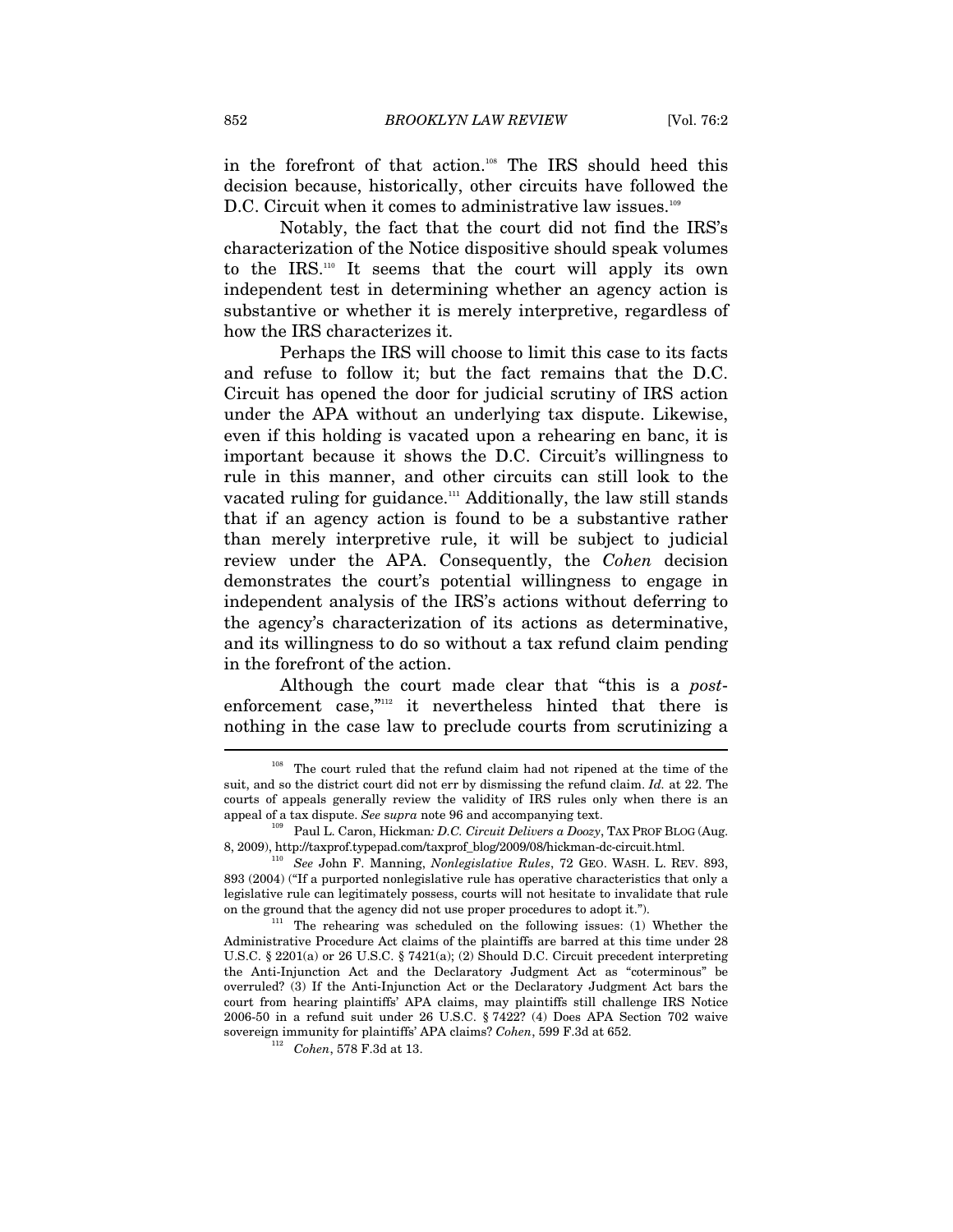in the forefront of that action.[108] The IRS should heed this decision because, historically, other circuits have followed the D.C. Circuit when it comes to administrative law issues.[109]

Notably, the fact that the court did not find the IRS's characterization of the Notice dispositive should speak volumes to the IRS.[110] It seems that the court will apply its own independent test in determining whether an agency action is substantive or whether it is merely interpretive, regardless of how the IRS characterizes it.

Perhaps the IRS will choose to limit this case to its facts and refuse to follow it; but the fact remains that the D.C. Circuit has opened the door for judicial scrutiny of IRS action under the APA without an underlying tax dispute. Likewise, even if this holding is vacated upon a rehearing en banc, it is important because it shows the D.C. Circuit's willingness to rule in this manner, and other circuits can still look to the vacated ruling for guidance.[111] Additionally, the law still stands that if an agency action is found to be a substantive rather than merely interpretive rule, it will be subject to judicial review under the APA. Consequently, the *Cohen* decision demonstrates the court's potential willingness to engage in independent analysis of the IRS's actions without deferring to the agency's characterization of its actions as determinative, and its willingness to do so without a tax refund claim pending in the forefront of the action.

Although the court made clear that "this is a *post*-enforcement case,"[112] it nevertheless hinted that there is nothing in the case law to preclude courts from scrutinizing a

---

[108] The court ruled that the refund claim had not ripened at the time of the suit, and so the district court did not err by dismissing the refund claim. *Id.* at 22. The courts of appeals generally review the validity of IRS rules only when there is an appeal of a tax dispute. *See supra* note 96 and accompanying text.

[109] Paul L. Caron, Hickman*: D.C. Circuit Delivers a Doozy*, TAX PROF BLOG (Aug. 8, 2009), http://taxprof.typepad.com/taxprof_blog/2009/08/hickman-dc-circuit.html.

[110] *See* John F. Manning, *Nonlegislative Rules*, 72 GEO. WASH. L. REV. 893, 893 (2004) ("If a purported nonlegislative rule has operative characteristics that only a legislative rule can legitimately possess, courts will not hesitate to invalidate that rule on the ground that the agency did not use proper procedures to adopt it.").

[111] The rehearing was scheduled on the following issues: (1) Whether the Administrative Procedure Act claims of the plaintiffs are barred at this time under 28 U.S.C. § 2201(a) or 26 U.S.C. § 7421(a); (2) Should D.C. Circuit precedent interpreting the Anti-Injunction Act and the Declaratory Judgment Act as "coterminous" be overruled? (3) If the Anti-Injunction Act or the Declaratory Judgment Act bars the court from hearing plaintiffs' APA claims, may plaintiffs still challenge IRS Notice 2006-50 in a refund suit under 26 U.S.C. § 7422? (4) Does APA Section 702 waive sovereign immunity for plaintiffs' APA claims? *Cohen*, 599 F.3d at 652.

[112] *Cohen*, 578 F.3d at 13.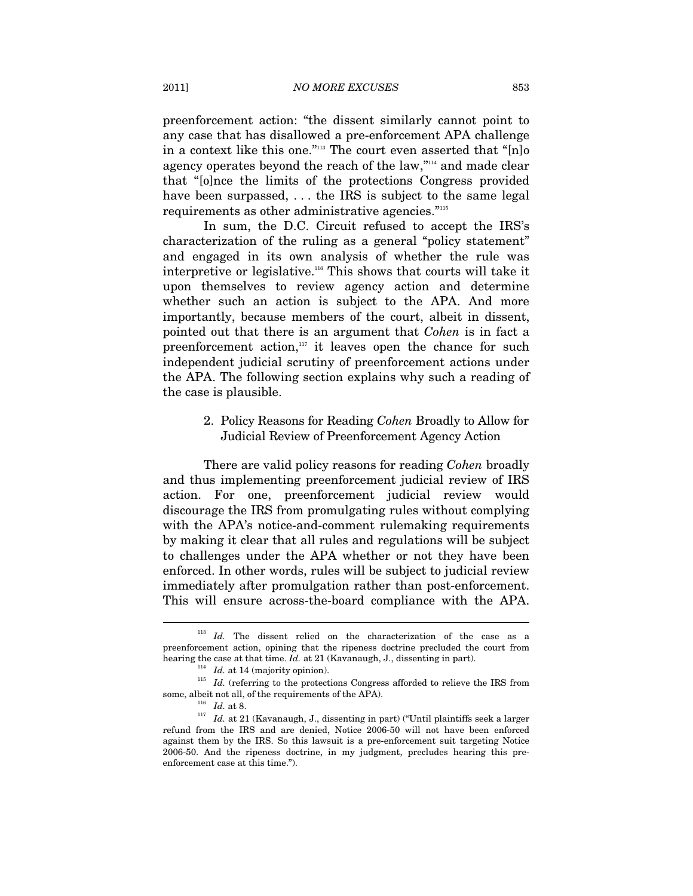preenforcement action: "the dissent similarly cannot point to any case that has disallowed a pre-enforcement APA challenge in a context like this one."[113] The court even asserted that "[n]o agency operates beyond the reach of the law,"[114] and made clear that "[o]nce the limits of the protections Congress provided have been surpassed, . . . the IRS is subject to the same legal requirements as other administrative agencies."[115]

In sum, the D.C. Circuit refused to accept the IRS's characterization of the ruling as a general "policy statement" and engaged in its own analysis of whether the rule was interpretive or legislative.[116] This shows that courts will take it upon themselves to review agency action and determine whether such an action is subject to the APA. And more importantly, because members of the court, albeit in dissent, pointed out that there is an argument that *Cohen* is in fact a preenforcement action,[117] it leaves open the chance for such independent judicial scrutiny of preenforcement actions under the APA. The following section explains why such a reading of the case is plausible.

### 2. Policy Reasons for Reading *Cohen* Broadly to Allow for Judicial Review of Preenforcement Agency Action

There are valid policy reasons for reading *Cohen* broadly and thus implementing preenforcement judicial review of IRS action. For one, preenforcement judicial review would discourage the IRS from promulgating rules without complying with the APA's notice-and-comment rulemaking requirements by making it clear that all rules and regulations will be subject to challenges under the APA whether or not they have been enforced. In other words, rules will be subject to judicial review immediately after promulgation rather than post-enforcement. This will ensure across-the-board compliance with the APA.

---

[113] *Id.* The dissent relied on the characterization of the case as a preenforcement action, opining that the ripeness doctrine precluded the court from hearing the case at that time. *Id.* at 21 (Kavanaugh, J., dissenting in part).

[114] *Id.* at 14 (majority opinion).

[115] *Id.* (referring to the protections Congress afforded to relieve the IRS from some, albeit not all, of the requirements of the APA).

[116] *Id.* at 8.

[117] *Id.* at 21 (Kavanaugh, J., dissenting in part) ("Until plaintiffs seek a larger refund from the IRS and are denied, Notice 2006-50 will not have been enforced against them by the IRS. So this lawsuit is a pre-enforcement suit targeting Notice 2006-50. And the ripeness doctrine, in my judgment, precludes hearing this pre-enforcement case at this time.").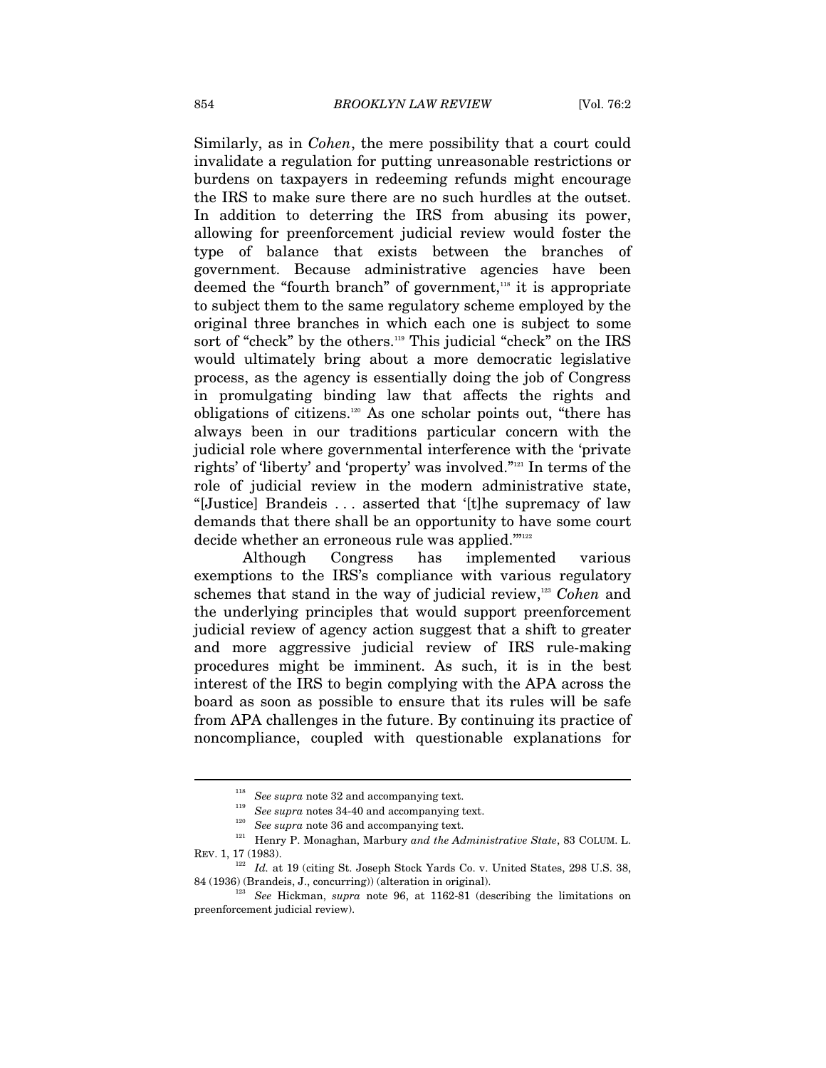Similarly, as in *Cohen*, the mere possibility that a court could invalidate a regulation for putting unreasonable restrictions or burdens on taxpayers in redeeming refunds might encourage the IRS to make sure there are no such hurdles at the outset. In addition to deterring the IRS from abusing its power, allowing for preenforcement judicial review would foster the type of balance that exists between the branches of government. Because administrative agencies have been deemed the "fourth branch" of government,[118] it is appropriate to subject them to the same regulatory scheme employed by the original three branches in which each one is subject to some sort of "check" by the others.[119] This judicial "check" on the IRS would ultimately bring about a more democratic legislative process, as the agency is essentially doing the job of Congress in promulgating binding law that affects the rights and obligations of citizens.[120] As one scholar points out, "there has always been in our traditions particular concern with the judicial role where governmental interference with the 'private rights' of 'liberty' and 'property' was involved."[121] In terms of the role of judicial review in the modern administrative state, "[Justice] Brandeis . . . asserted that '[t]he supremacy of law demands that there shall be an opportunity to have some court decide whether an erroneous rule was applied.'"[122]

Although Congress has implemented various exemptions to the IRS's compliance with various regulatory schemes that stand in the way of judicial review,[123] *Cohen* and the underlying principles that would support preenforcement judicial review of agency action suggest that a shift to greater and more aggressive judicial review of IRS rule-making procedures might be imminent. As such, it is in the best interest of the IRS to begin complying with the APA across the board as soon as possible to ensure that its rules will be safe from APA challenges in the future. By continuing its practice of noncompliance, coupled with questionable explanations for

---

[118] *See supra* note 32 and accompanying text.

[119] *See supra* notes 34-40 and accompanying text.

[120] *See supra* note 36 and accompanying text.

[121] Henry P. Monaghan, Marbury *and the Administrative State*, 83 COLUM. L. REV. 1, 17 (1983).

[122] *Id.* at 19 (citing St. Joseph Stock Yards Co. v. United States, 298 U.S. 38, 84 (1936) (Brandeis, J., concurring)) (alteration in original).

[123] *See* Hickman, *supra* note 96, at 1162-81 (describing the limitations on preenforcement judicial review).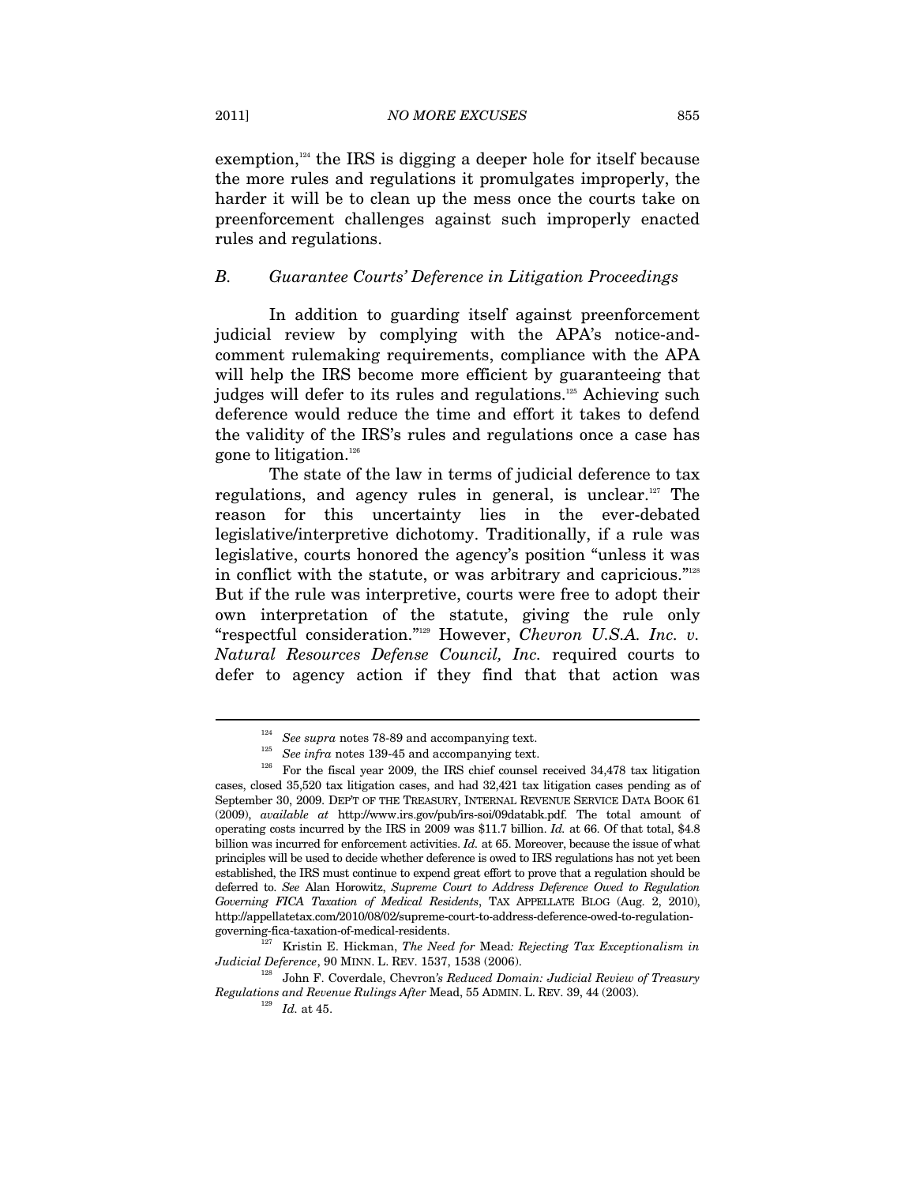exemption,[124] the IRS is digging a deeper hole for itself because the more rules and regulations it promulgates improperly, the harder it will be to clean up the mess once the courts take on preenforcement challenges against such improperly enacted rules and regulations.

### B. Guarantee Courts' Deference in Litigation Proceedings

In addition to guarding itself against preenforcement judicial review by complying with the APA's notice-and-comment rulemaking requirements, compliance with the APA will help the IRS become more efficient by guaranteeing that judges will defer to its rules and regulations.[125] Achieving such deference would reduce the time and effort it takes to defend the validity of the IRS's rules and regulations once a case has gone to litigation.[126]

The state of the law in terms of judicial deference to tax regulations, and agency rules in general, is unclear.[127] The reason for this uncertainty lies in the ever-debated legislative/interpretive dichotomy. Traditionally, if a rule was legislative, courts honored the agency's position "unless it was in conflict with the statute, or was arbitrary and capricious."[128] But if the rule was interpretive, courts were free to adopt their own interpretation of the statute, giving the rule only "respectful consideration."[129] However, *Chevron U.S.A. Inc. v. Natural Resources Defense Council, Inc.* required courts to defer to agency action if they find that that action was

---

[124] *See supra* notes 78-89 and accompanying text.

[125] *See infra* notes 139-45 and accompanying text.

[126] For the fiscal year 2009, the IRS chief counsel received 34,478 tax litigation cases, closed 35,520 tax litigation cases, and had 32,421 tax litigation cases pending as of September 30, 2009. DEP'T OF THE TREASURY, INTERNAL REVENUE SERVICE DATA BOOK 61 (2009), *available at* http://www.irs.gov/pub/irs-soi/09databk.pdf. The total amount of operating costs incurred by the IRS in 2009 was $11.7 billion. *Id.* at 66. Of that total, $4.8 billion was incurred for enforcement activities. *Id.* at 65. Moreover, because the issue of what principles will be used to decide whether deference is owed to IRS regulations has not yet been established, the IRS must continue to expend great effort to prove that a regulation should be deferred to. *See* Alan Horowitz, *Supreme Court to Address Deference Owed to Regulation Governing FICA Taxation of Medical Residents*, TAX APPELLATE BLOG (Aug. 2, 2010), http://appellatetax.com/2010/08/02/supreme-court-to-address-deference-owed-to-regulation-governing-fica-taxation-of-medical-residents.

[127] Kristin E. Hickman, *The Need for* Mead*: Rejecting Tax Exceptionalism in Judicial Deference*, 90 MINN. L. REV. 1537, 1538 (2006).

[128] John F. Coverdale, Chevron*'s Reduced Domain: Judicial Review of Treasury Regulations and Revenue Rulings After* Mead, 55 ADMIN. L. REV. 39, 44 (2003).

[129] *Id.* at 45.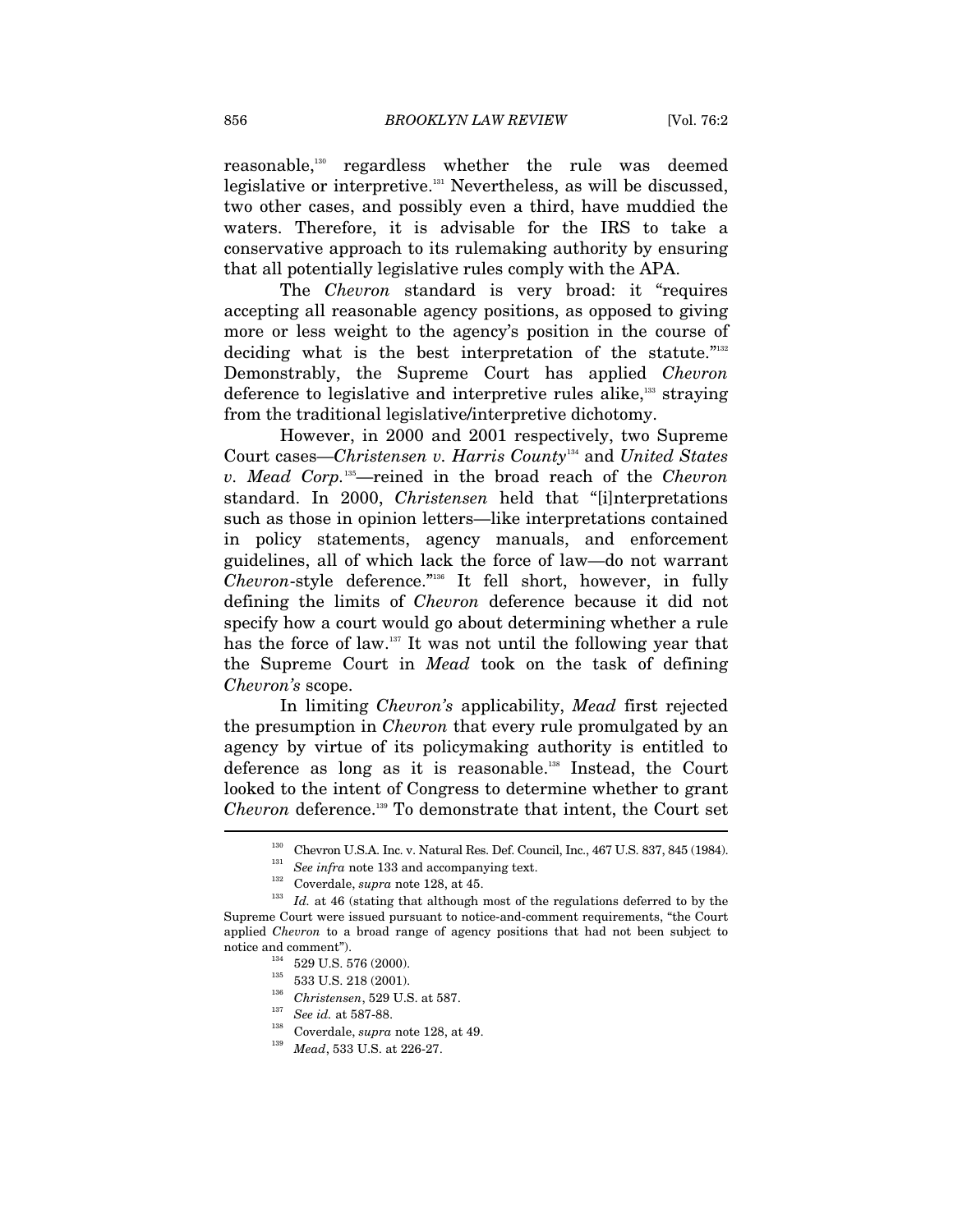reasonable,[130] regardless whether the rule was deemed legislative or interpretive.[131] Nevertheless, as will be discussed, two other cases, and possibly even a third, have muddied the waters. Therefore, it is advisable for the IRS to take a conservative approach to its rulemaking authority by ensuring that all potentially legislative rules comply with the APA.

The *Chevron* standard is very broad: it "requires accepting all reasonable agency positions, as opposed to giving more or less weight to the agency's position in the course of deciding what is the best interpretation of the statute."[132] Demonstrably, the Supreme Court has applied *Chevron* deference to legislative and interpretive rules alike,[133] straying from the traditional legislative/interpretive dichotomy.

However, in 2000 and 2001 respectively, two Supreme Court cases—*Christensen v. Harris County*[134] and *United States v. Mead Corp.*[135]—reined in the broad reach of the *Chevron* standard. In 2000, *Christensen* held that "[i]nterpretations such as those in opinion letters—like interpretations contained in policy statements, agency manuals, and enforcement guidelines, all of which lack the force of law—do not warrant *Chevron*-style deference."[136] It fell short, however, in fully defining the limits of *Chevron* deference because it did not specify how a court would go about determining whether a rule has the force of law.[137] It was not until the following year that the Supreme Court in *Mead* took on the task of defining *Chevron's* scope.

In limiting *Chevron's* applicability, *Mead* first rejected the presumption in *Chevron* that every rule promulgated by an agency by virtue of its policymaking authority is entitled to deference as long as it is reasonable.[138] Instead, the Court looked to the intent of Congress to determine whether to grant *Chevron* deference.[139] To demonstrate that intent, the Court set

---

[130] Chevron U.S.A. Inc. v. Natural Res. Def. Council, Inc., 467 U.S. 837, 845 (1984).

[131] *See infra* note 133 and accompanying text.

[132] Coverdale, *supra* note 128, at 45.

[133] *Id.* at 46 (stating that although most of the regulations deferred to by the Supreme Court were issued pursuant to notice-and-comment requirements, "the Court applied *Chevron* to a broad range of agency positions that had not been subject to notice and comment").

[134] 529 U.S. 576 (2000).

[135] 533 U.S. 218 (2001).

[136] *Christensen*, 529 U.S. at 587.

[137] *See id.* at 587-88.

[138] Coverdale, *supra* note 128, at 49.

[139] *Mead*, 533 U.S. at 226-27.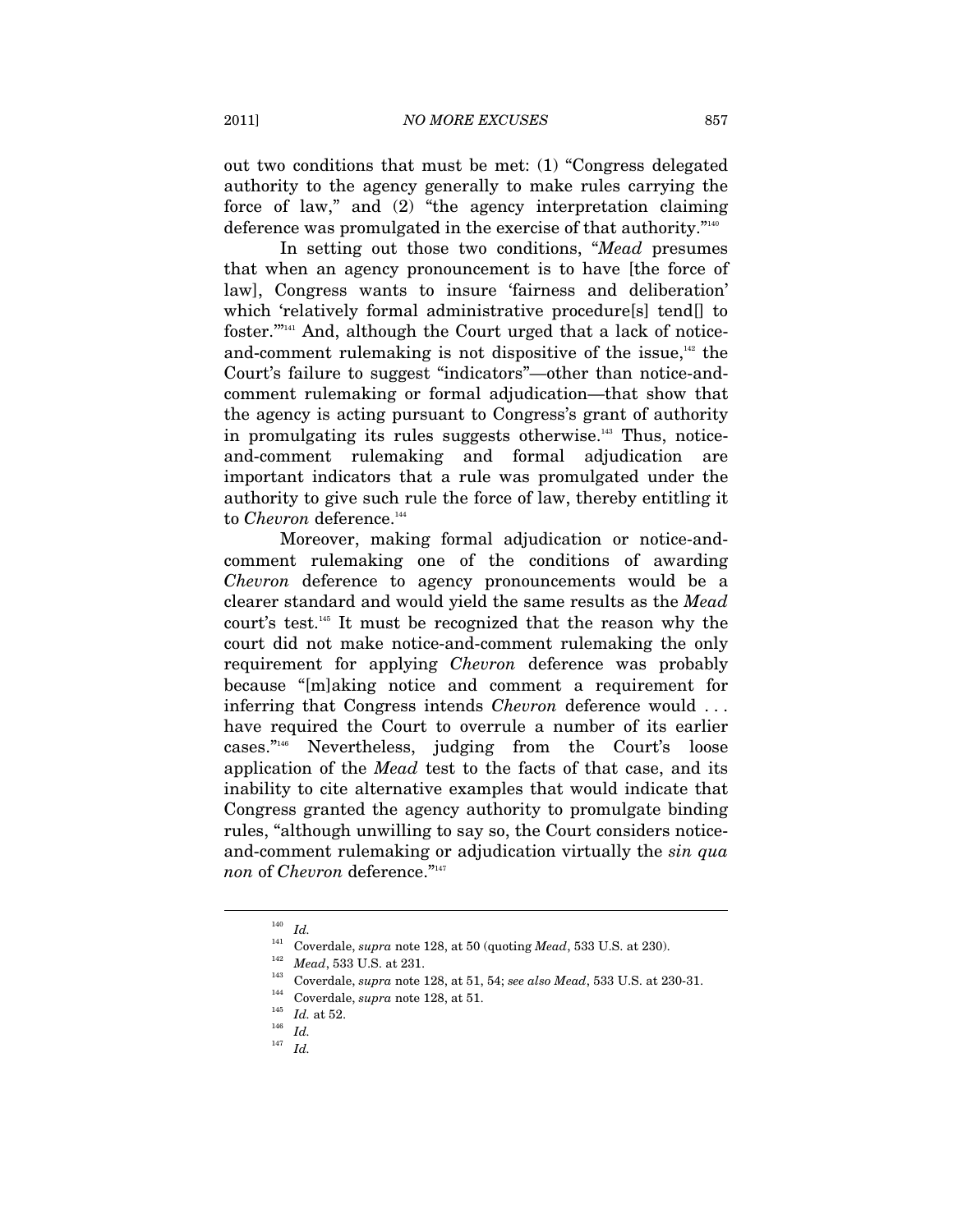out two conditions that must be met: (1) "Congress delegated authority to the agency generally to make rules carrying the force of law," and (2) "the agency interpretation claiming deference was promulgated in the exercise of that authority."[140]

In setting out those two conditions, "*Mead* presumes that when an agency pronouncement is to have [the force of law], Congress wants to insure 'fairness and deliberation' which 'relatively formal administrative procedure[s] tend[] to foster.'"[141] And, although the Court urged that a lack of notice-and-comment rulemaking is not dispositive of the issue,[142] the Court's failure to suggest "indicators"—other than notice-and-comment rulemaking or formal adjudication—that show that the agency is acting pursuant to Congress's grant of authority in promulgating its rules suggests otherwise.[143] Thus, notice-and-comment rulemaking and formal adjudication are important indicators that a rule was promulgated under the authority to give such rule the force of law, thereby entitling it to *Chevron* deference.[144]

Moreover, making formal adjudication or notice-and-comment rulemaking one of the conditions of awarding *Chevron* deference to agency pronouncements would be a clearer standard and would yield the same results as the *Mead* court's test.[145] It must be recognized that the reason why the court did not make notice-and-comment rulemaking the only requirement for applying *Chevron* deference was probably because "[m]aking notice and comment a requirement for inferring that Congress intends *Chevron* deference would . . . have required the Court to overrule a number of its earlier cases."[146] Nevertheless, judging from the Court's loose application of the *Mead* test to the facts of that case, and its inability to cite alternative examples that would indicate that Congress granted the agency authority to promulgate binding rules, "although unwilling to say so, the Court considers notice-and-comment rulemaking or adjudication virtually the *sin qua non* of *Chevron* deference."[147]

---

[140] *Id.*

[141] Coverdale, *supra* note 128, at 50 (quoting *Mead*, 533 U.S. at 230).

[142] *Mead*, 533 U.S. at 231.

[143] Coverdale, *supra* note 128, at 51, 54; *see also Mead*, 533 U.S. at 230-31.

[144] Coverdale, *supra* note 128, at 51.

[145] *Id.* at 52.

[146] *Id.*

[147] *Id.*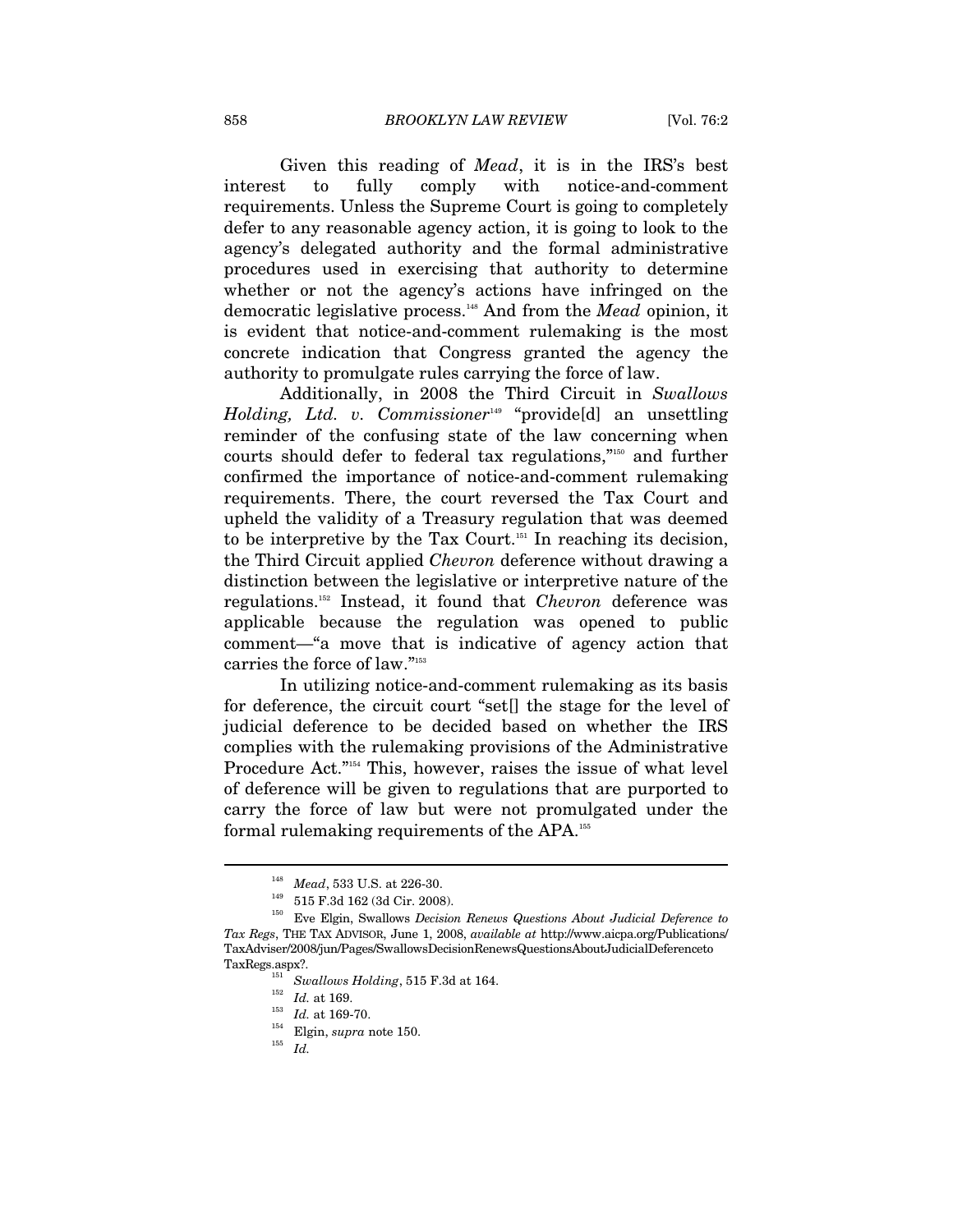Given this reading of *Mead*, it is in the IRS's best interest to fully comply with notice-and-comment requirements. Unless the Supreme Court is going to completely defer to any reasonable agency action, it is going to look to the agency's delegated authority and the formal administrative procedures used in exercising that authority to determine whether or not the agency's actions have infringed on the democratic legislative process.[148] And from the *Mead* opinion, it is evident that notice-and-comment rulemaking is the most concrete indication that Congress granted the agency the authority to promulgate rules carrying the force of law.

Additionally, in 2008 the Third Circuit in *Swallows Holding, Ltd. v. Commissioner*[149] "provide[d] an unsettling reminder of the confusing state of the law concerning when courts should defer to federal tax regulations,"[150] and further confirmed the importance of notice-and-comment rulemaking requirements. There, the court reversed the Tax Court and upheld the validity of a Treasury regulation that was deemed to be interpretive by the Tax Court.[151] In reaching its decision, the Third Circuit applied *Chevron* deference without drawing a distinction between the legislative or interpretive nature of the regulations.[152] Instead, it found that *Chevron* deference was applicable because the regulation was opened to public comment—"a move that is indicative of agency action that carries the force of law."[153]

In utilizing notice-and-comment rulemaking as its basis for deference, the circuit court "set[] the stage for the level of judicial deference to be decided based on whether the IRS complies with the rulemaking provisions of the Administrative Procedure Act."[154] This, however, raises the issue of what level of deference will be given to regulations that are purported to carry the force of law but were not promulgated under the formal rulemaking requirements of the APA.[155]

---

[148] *Mead*, 533 U.S. at 226-30.

[149] 515 F.3d 162 (3d Cir. 2008).

[150] Eve Elgin, Swallows *Decision Renews Questions About Judicial Deference to Tax Regs*, THE TAX ADVISOR, June 1, 2008, *available at* http://www.aicpa.org/Publications/TaxAdviser/2008/jun/Pages/SwallowsDecisionRenewsQuestionsAboutJudicialDeferencetoTaxRegs.aspx?.

[151] *Swallows Holding*, 515 F.3d at 164.

[152] *Id.* at 169.

[153] *Id.* at 169-70.

[154] Elgin, *supra* note 150.

[155] *Id.*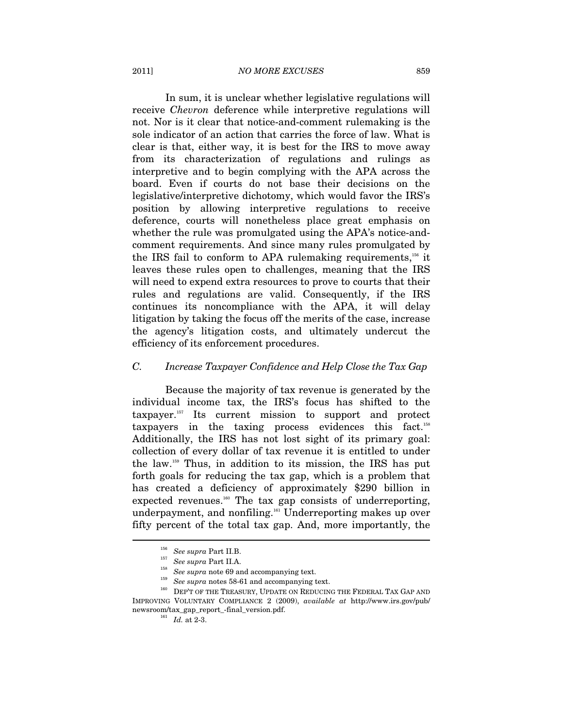In sum, it is unclear whether legislative regulations will receive *Chevron* deference while interpretive regulations will not. Nor is it clear that notice-and-comment rulemaking is the sole indicator of an action that carries the force of law. What is clear is that, either way, it is best for the IRS to move away from its characterization of regulations and rulings as interpretive and to begin complying with the APA across the board. Even if courts do not base their decisions on the legislative/interpretive dichotomy, which would favor the IRS's position by allowing interpretive regulations to receive deference, courts will nonetheless place great emphasis on whether the rule was promulgated using the APA's notice-and-comment requirements. And since many rules promulgated by the IRS fail to conform to APA rulemaking requirements,[156] it leaves these rules open to challenges, meaning that the IRS will need to expend extra resources to prove to courts that their rules and regulations are valid. Consequently, if the IRS continues its noncompliance with the APA, it will delay litigation by taking the focus off the merits of the case, increase the agency's litigation costs, and ultimately undercut the efficiency of its enforcement procedures.

### *C. Increase Taxpayer Confidence and Help Close the Tax Gap*

Because the majority of tax revenue is generated by the individual income tax, the IRS's focus has shifted to the taxpayer.[157] Its current mission to support and protect taxpayers in the taxing process evidences this fact.[158] Additionally, the IRS has not lost sight of its primary goal: collection of every dollar of tax revenue it is entitled to under the law.[159] Thus, in addition to its mission, the IRS has put forth goals for reducing the tax gap, which is a problem that has created a deficiency of approximately $290 billion in expected revenues.[160] The tax gap consists of underreporting, underpayment, and nonfiling.[161] Underreporting makes up over fifty percent of the total tax gap. And, more importantly, the

---

[156] *See supra* Part II.B.

[157] *See supra* Part II.A.

[158] *See supra* note 69 and accompanying text.

[159] *See supra* notes 58-61 and accompanying text.

[160] DEP'T OF THE TREASURY, UPDATE ON REDUCING THE FEDERAL TAX GAP AND IMPROVING VOLUNTARY COMPLIANCE 2 (2009), *available at* http://www.irs.gov/pub/newsroom/tax_gap_report_-final_version.pdf.

[161] *Id.* at 2-3.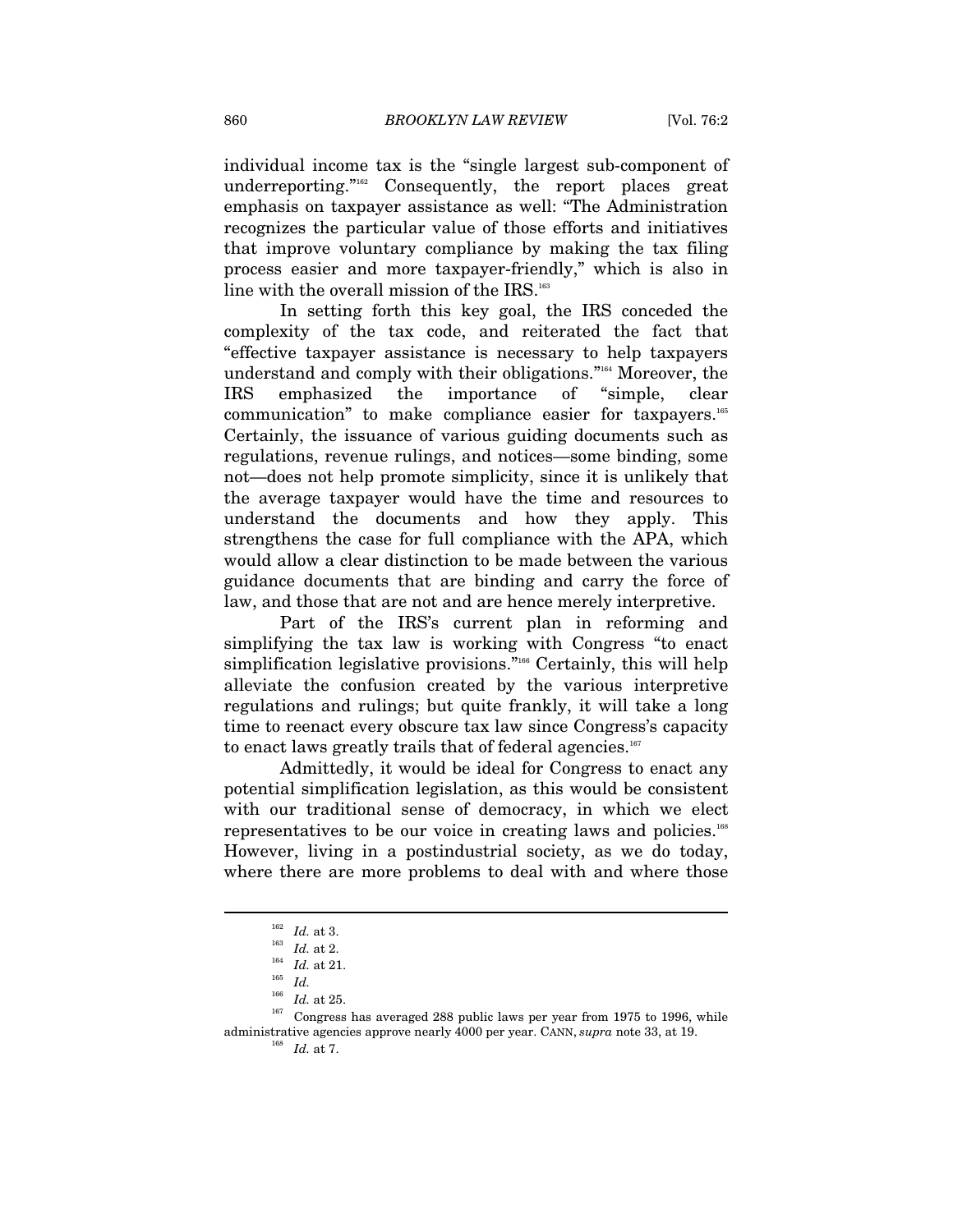individual income tax is the "single largest sub-component of underreporting."[162] Consequently, the report places great emphasis on taxpayer assistance as well: "The Administration recognizes the particular value of those efforts and initiatives that improve voluntary compliance by making the tax filing process easier and more taxpayer-friendly," which is also in line with the overall mission of the IRS.[163]

In setting forth this key goal, the IRS conceded the complexity of the tax code, and reiterated the fact that "effective taxpayer assistance is necessary to help taxpayers understand and comply with their obligations."[164] Moreover, the IRS emphasized the importance of "simple, clear communication" to make compliance easier for taxpayers.[165] Certainly, the issuance of various guiding documents such as regulations, revenue rulings, and notices—some binding, some not—does not help promote simplicity, since it is unlikely that the average taxpayer would have the time and resources to understand the documents and how they apply. This strengthens the case for full compliance with the APA, which would allow a clear distinction to be made between the various guidance documents that are binding and carry the force of law, and those that are not and are hence merely interpretive.

Part of the IRS's current plan in reforming and simplifying the tax law is working with Congress "to enact simplification legislative provisions."[166] Certainly, this will help alleviate the confusion created by the various interpretive regulations and rulings; but quite frankly, it will take a long time to reenact every obscure tax law since Congress's capacity to enact laws greatly trails that of federal agencies.[167]

Admittedly, it would be ideal for Congress to enact any potential simplification legislation, as this would be consistent with our traditional sense of democracy, in which we elect representatives to be our voice in creating laws and policies.[168] However, living in a postindustrial society, as we do today, where there are more problems to deal with and where those

---

[162] *Id.* at 3.

[163] *Id.* at 2.

[164] *Id.* at 21.

[165] *Id.*

[166] *Id.* at 25.

[167] Congress has averaged 288 public laws per year from 1975 to 1996, while administrative agencies approve nearly 4000 per year. CANN, *supra* note 33, at 19.

[168] *Id.* at 7.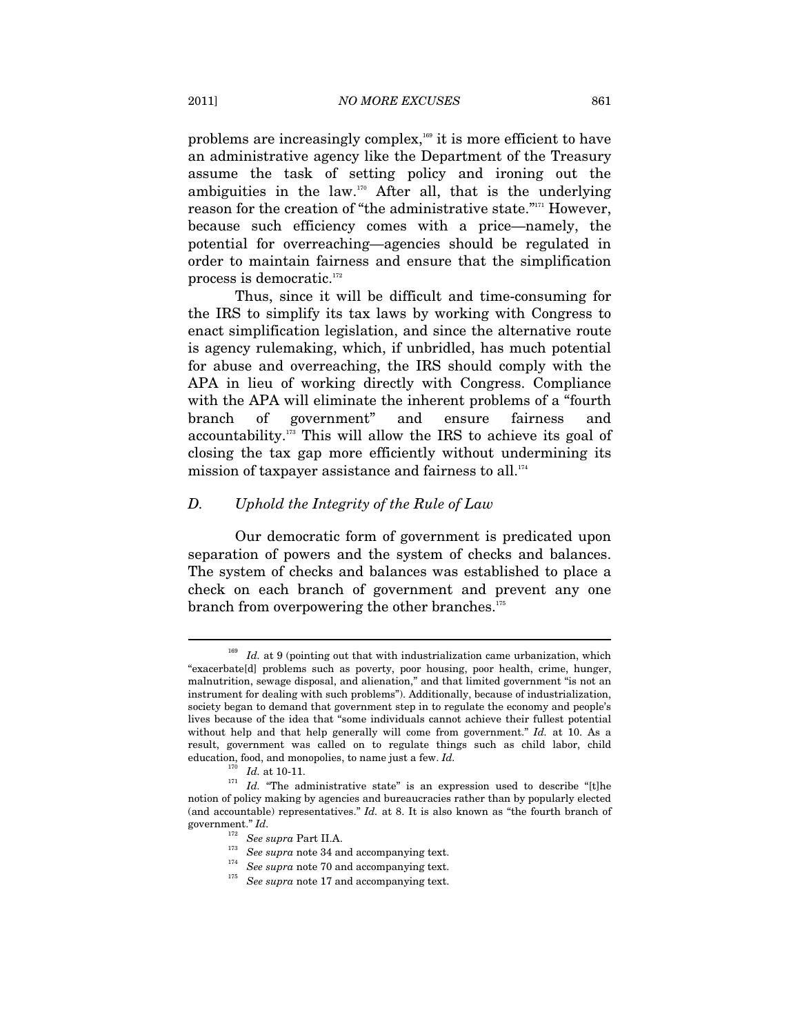problems are increasingly complex,[169] it is more efficient to have an administrative agency like the Department of the Treasury assume the task of setting policy and ironing out the ambiguities in the law.[170] After all, that is the underlying reason for the creation of "the administrative state."[171] However, because such efficiency comes with a price—namely, the potential for overreaching—agencies should be regulated in order to maintain fairness and ensure that the simplification process is democratic.[172]

Thus, since it will be difficult and time-consuming for the IRS to simplify its tax laws by working with Congress to enact simplification legislation, and since the alternative route is agency rulemaking, which, if unbridled, has much potential for abuse and overreaching, the IRS should comply with the APA in lieu of working directly with Congress. Compliance with the APA will eliminate the inherent problems of a "fourth branch of government" and ensure fairness and accountability.[173] This will allow the IRS to achieve its goal of closing the tax gap more efficiently without undermining its mission of taxpayer assistance and fairness to all.[174]

### *D. Uphold the Integrity of the Rule of Law*

Our democratic form of government is predicated upon separation of powers and the system of checks and balances. The system of checks and balances was established to place a check on each branch of government and prevent any one branch from overpowering the other branches.[175]

---

[169] *Id.* at 9 (pointing out that with industrialization came urbanization, which "exacerbate[d] problems such as poverty, poor housing, poor health, crime, hunger, malnutrition, sewage disposal, and alienation," and that limited government "is not an instrument for dealing with such problems"). Additionally, because of industrialization, society began to demand that government step in to regulate the economy and people's lives because of the idea that "some individuals cannot achieve their fullest potential without help and that help generally will come from government." *Id.* at 10. As a result, government was called on to regulate things such as child labor, child education, food, and monopolies, to name just a few. *Id.*

[170] *Id.* at 10-11.

[171] *Id.* "The administrative state" is an expression used to describe "[t]he notion of policy making by agencies and bureaucracies rather than by popularly elected (and accountable) representatives." *Id.* at 8. It is also known as "the fourth branch of government." *Id.*

[172] *See supra* Part II.A.

[173] *See supra* note 34 and accompanying text.

[174] *See supra* note 70 and accompanying text.

[175] *See supra* note 17 and accompanying text.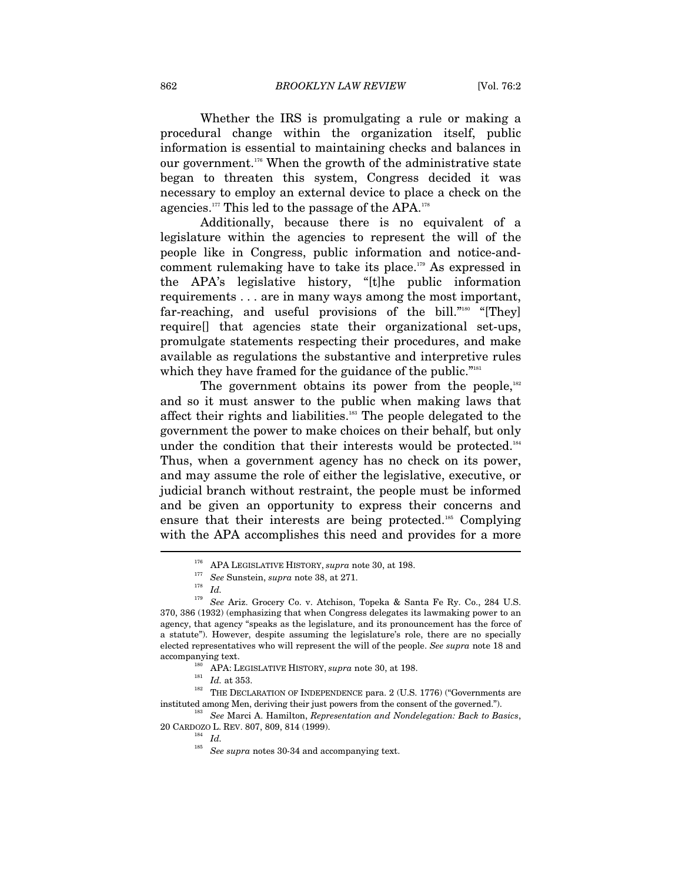Whether the IRS is promulgating a rule or making a procedural change within the organization itself, public information is essential to maintaining checks and balances in our government.[176] When the growth of the administrative state began to threaten this system, Congress decided it was necessary to employ an external device to place a check on the agencies.[177] This led to the passage of the APA.[178]

Additionally, because there is no equivalent of a legislature within the agencies to represent the will of the people like in Congress, public information and notice-and-comment rulemaking have to take its place.[179] As expressed in the APA's legislative history, "[t]he public information requirements . . . are in many ways among the most important, far-reaching, and useful provisions of the bill."[180] "[They] require[] that agencies state their organizational set-ups, promulgate statements respecting their procedures, and make available as regulations the substantive and interpretive rules which they have framed for the guidance of the public."[181]

The government obtains its power from the people,[182] and so it must answer to the public when making laws that affect their rights and liabilities.[183] The people delegated to the government the power to make choices on their behalf, but only under the condition that their interests would be protected.[184] Thus, when a government agency has no check on its power, and may assume the role of either the legislative, executive, or judicial branch without restraint, the people must be informed and be given an opportunity to express their concerns and ensure that their interests are being protected.[185] Complying with the APA accomplishes this need and provides for a more

---

[176] APA LEGISLATIVE HISTORY, *supra* note 30, at 198.

[177] *See* Sunstein, *supra* note 38, at 271.

[178] *Id.*

[179] *See* Ariz. Grocery Co. v. Atchison, Topeka & Santa Fe Ry. Co., 284 U.S. 370, 386 (1932) (emphasizing that when Congress delegates its lawmaking power to an agency, that agency "speaks as the legislature, and its pronouncement has the force of a statute"). However, despite assuming the legislature's role, there are no specially elected representatives who will represent the will of the people. *See supra* note 18 and accompanying text.

[180] APA: LEGISLATIVE HISTORY, *supra* note 30, at 198.

[181] *Id.* at 353.

[182] THE DECLARATION OF INDEPENDENCE para. 2 (U.S. 1776) ("Governments are instituted among Men, deriving their just powers from the consent of the governed.").

[183] *See* Marci A. Hamilton, *Representation and Nondelegation: Back to Basics*, 20 CARDOZO L. REV. 807, 809, 814 (1999).

[184] *Id.*

[185] *See supra* notes 30-34 and accompanying text.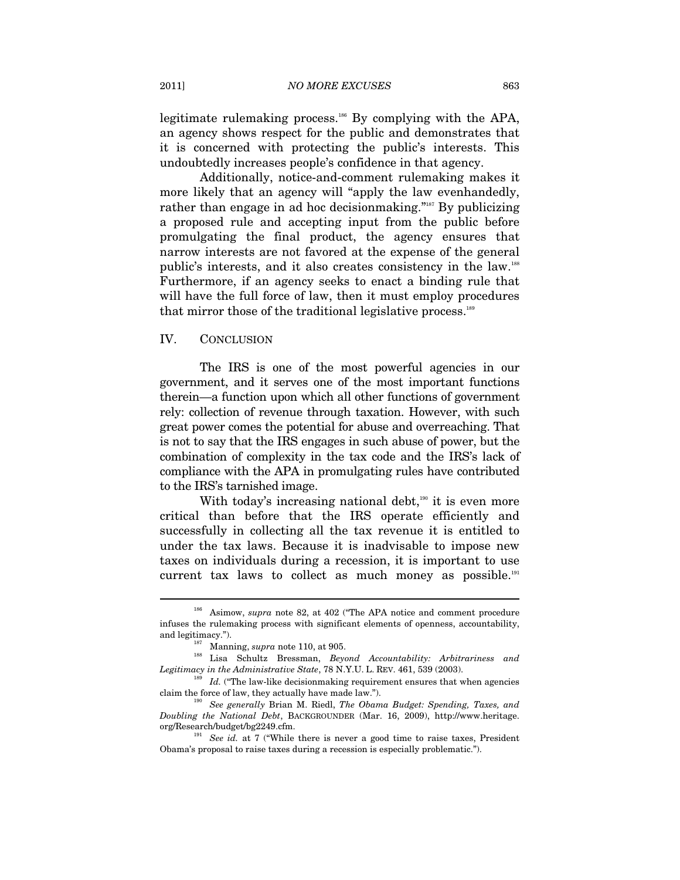legitimate rulemaking process.[186] By complying with the APA, an agency shows respect for the public and demonstrates that it is concerned with protecting the public's interests. This undoubtedly increases people's confidence in that agency.

Additionally, notice-and-comment rulemaking makes it more likely that an agency will "apply the law evenhandedly, rather than engage in ad hoc decisionmaking."[187] By publicizing a proposed rule and accepting input from the public before promulgating the final product, the agency ensures that narrow interests are not favored at the expense of the general public's interests, and it also creates consistency in the law.[188] Furthermore, if an agency seeks to enact a binding rule that will have the full force of law, then it must employ procedures that mirror those of the traditional legislative process.[189]

## IV. CONCLUSION

The IRS is one of the most powerful agencies in our government, and it serves one of the most important functions therein—a function upon which all other functions of government rely: collection of revenue through taxation. However, with such great power comes the potential for abuse and overreaching. That is not to say that the IRS engages in such abuse of power, but the combination of complexity in the tax code and the IRS's lack of compliance with the APA in promulgating rules have contributed to the IRS's tarnished image.

With today's increasing national debt,[190] it is even more critical than before that the IRS operate efficiently and successfully in collecting all the tax revenue it is entitled to under the tax laws. Because it is inadvisable to impose new taxes on individuals during a recession, it is important to use current tax laws to collect as much money as possible.[191]

---

[186] Asimow, *supra* note 82, at 402 ("The APA notice and comment procedure infuses the rulemaking process with significant elements of openness, accountability, and legitimacy.").

[187] Manning, *supra* note 110, at 905.

[188] Lisa Schultz Bressman, *Beyond Accountability: Arbitrariness and Legitimacy in the Administrative State*, 78 N.Y.U. L. REV. 461, 539 (2003).

[189] *Id.* ("The law-like decisionmaking requirement ensures that when agencies claim the force of law, they actually have made law.").

[190] *See generally* Brian M. Riedl, *The Obama Budget: Spending, Taxes, and Doubling the National Debt*, BACKGROUNDER (Mar. 16, 2009), http://www.heritage.org/Research/budget/bg2249.cfm.

[191] *See id.* at 7 ("While there is never a good time to raise taxes, President Obama's proposal to raise taxes during a recession is especially problematic.").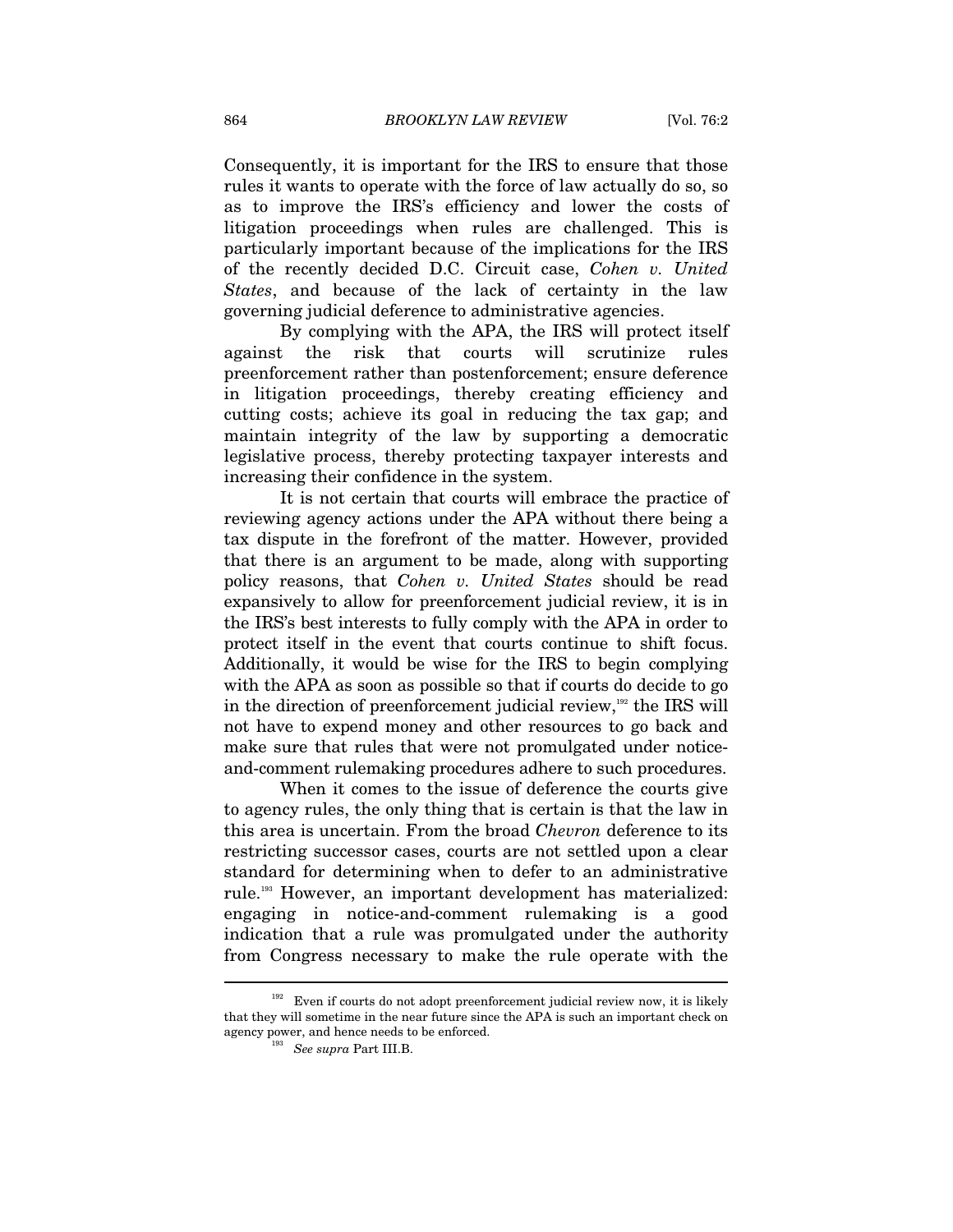Consequently, it is important for the IRS to ensure that those rules it wants to operate with the force of law actually do so, so as to improve the IRS's efficiency and lower the costs of litigation proceedings when rules are challenged. This is particularly important because of the implications for the IRS of the recently decided D.C. Circuit case, *Cohen v. United States*, and because of the lack of certainty in the law governing judicial deference to administrative agencies.

By complying with the APA, the IRS will protect itself against the risk that courts will scrutinize rules preenforcement rather than postenforcement; ensure deference in litigation proceedings, thereby creating efficiency and cutting costs; achieve its goal in reducing the tax gap; and maintain integrity of the law by supporting a democratic legislative process, thereby protecting taxpayer interests and increasing their confidence in the system.

It is not certain that courts will embrace the practice of reviewing agency actions under the APA without there being a tax dispute in the forefront of the matter. However, provided that there is an argument to be made, along with supporting policy reasons, that *Cohen v. United States* should be read expansively to allow for preenforcement judicial review, it is in the IRS's best interests to fully comply with the APA in order to protect itself in the event that courts continue to shift focus. Additionally, it would be wise for the IRS to begin complying with the APA as soon as possible so that if courts do decide to go in the direction of preenforcement judicial review,[192] the IRS will not have to expend money and other resources to go back and make sure that rules that were not promulgated under notice-and-comment rulemaking procedures adhere to such procedures.

When it comes to the issue of deference the courts give to agency rules, the only thing that is certain is that the law in this area is uncertain. From the broad *Chevron* deference to its restricting successor cases, courts are not settled upon a clear standard for determining when to defer to an administrative rule.[193] However, an important development has materialized: engaging in notice-and-comment rulemaking is a good indication that a rule was promulgated under the authority from Congress necessary to make the rule operate with the

---

[192] Even if courts do not adopt preenforcement judicial review now, it is likely that they will sometime in the near future since the APA is such an important check on agency power, and hence needs to be enforced.

[193] *See supra* Part III.B.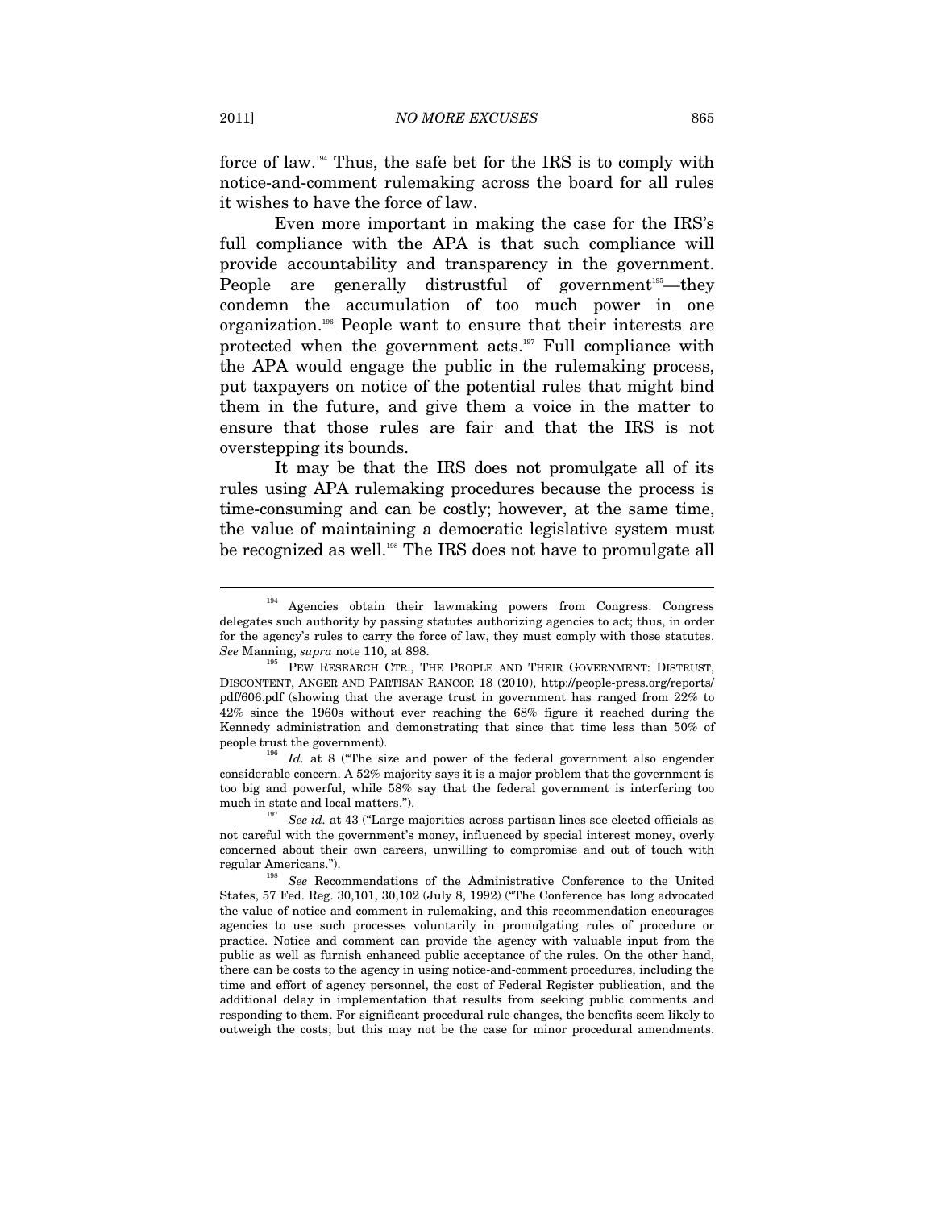force of law.[194] Thus, the safe bet for the IRS is to comply with notice-and-comment rulemaking across the board for all rules it wishes to have the force of law.

Even more important in making the case for the IRS's full compliance with the APA is that such compliance will provide accountability and transparency in the government. People are generally distrustful of government[195]—they condemn the accumulation of too much power in one organization.[196] People want to ensure that their interests are protected when the government acts.[197] Full compliance with the APA would engage the public in the rulemaking process, put taxpayers on notice of the potential rules that might bind them in the future, and give them a voice in the matter to ensure that those rules are fair and that the IRS is not overstepping its bounds.

It may be that the IRS does not promulgate all of its rules using APA rulemaking procedures because the process is time-consuming and can be costly; however, at the same time, the value of maintaining a democratic legislative system must be recognized as well.[198] The IRS does not have to promulgate all

---

[194] Agencies obtain their lawmaking powers from Congress. Congress delegates such authority by passing statutes authorizing agencies to act; thus, in order for the agency's rules to carry the force of law, they must comply with those statutes. *See* Manning, *supra* note 110, at 898.

[195] PEW RESEARCH CTR., THE PEOPLE AND THEIR GOVERNMENT: DISTRUST, DISCONTENT, ANGER AND PARTISAN RANCOR 18 (2010), http://people-press.org/reports/pdf/606.pdf (showing that the average trust in government has ranged from 22% to 42% since the 1960s without ever reaching the 68% figure it reached during the Kennedy administration and demonstrating that since that time less than 50% of people trust the government).

[196] *Id.* at 8 ("The size and power of the federal government also engender considerable concern. A 52% majority says it is a major problem that the government is too big and powerful, while 58% say that the federal government is interfering too much in state and local matters.").

[197] *See id.* at 43 ("Large majorities across partisan lines see elected officials as not careful with the government's money, influenced by special interest money, overly concerned about their own careers, unwilling to compromise and out of touch with regular Americans.").

[198] *See* Recommendations of the Administrative Conference to the United States, 57 Fed. Reg. 30,101, 30,102 (July 8, 1992) ("The Conference has long advocated the value of notice and comment in rulemaking, and this recommendation encourages agencies to use such processes voluntarily in promulgating rules of procedure or practice. Notice and comment can provide the agency with valuable input from the public as well as furnish enhanced public acceptance of the rules. On the other hand, there can be costs to the agency in using notice-and-comment procedures, including the time and effort of agency personnel, the cost of Federal Register publication, and the additional delay in implementation that results from seeking public comments and responding to them. For significant procedural rule changes, the benefits seem likely to outweigh the costs; but this may not be the case for minor procedural amendments.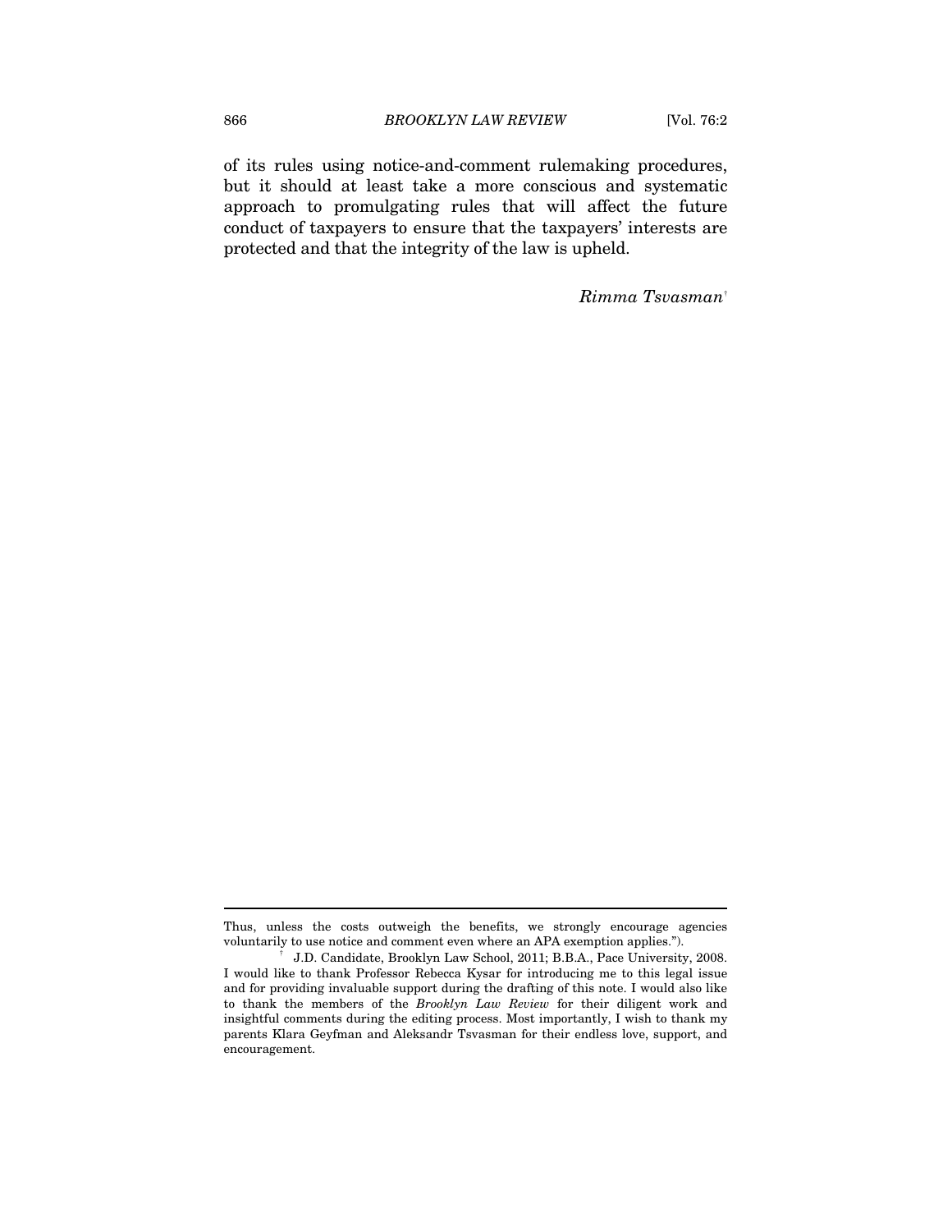of its rules using notice-and-comment rulemaking procedures, but it should at least take a more conscious and systematic approach to promulgating rules that will affect the future conduct of taxpayers to ensure that the taxpayers' interests are protected and that the integrity of the law is upheld.

*Rimma Tsvasman*[†]

---

Thus, unless the costs outweigh the benefits, we strongly encourage agencies voluntarily to use notice and comment even where an APA exemption applies.").

[†] J.D. Candidate, Brooklyn Law School, 2011; B.B.A., Pace University, 2008. I would like to thank Professor Rebecca Kysar for introducing me to this legal issue and for providing invaluable support during the drafting of this note. I would also like to thank the members of the *Brooklyn Law Review* for their diligent work and insightful comments during the editing process. Most importantly, I wish to thank my parents Klara Geyfman and Aleksandr Tsvasman for their endless love, support, and encouragement.